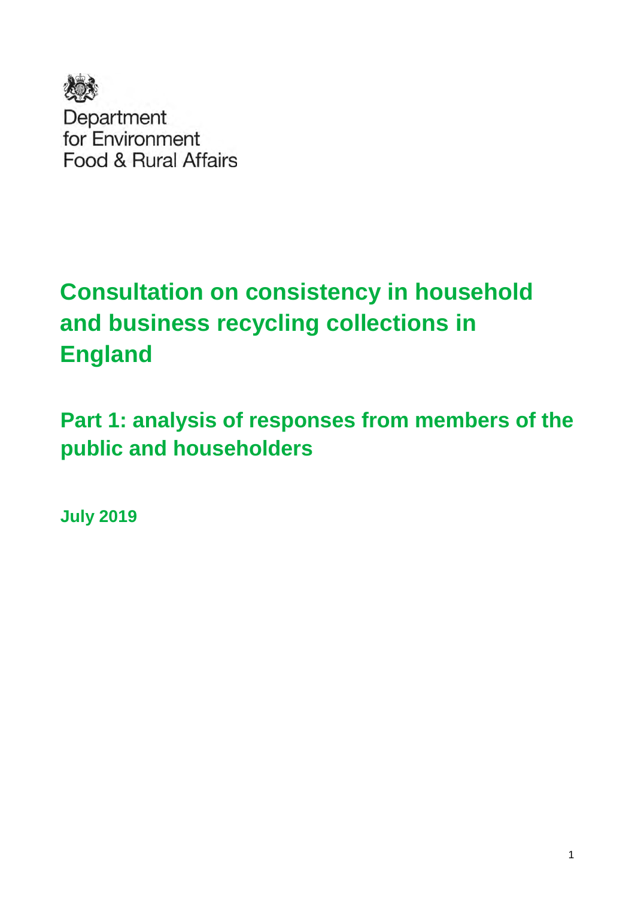Department
for Environment
Food & Rural Affairs

# Consultation on consistency in household and business recycling collections in England

## Part 1: analysis of responses from members of the public and householders

**July 2019**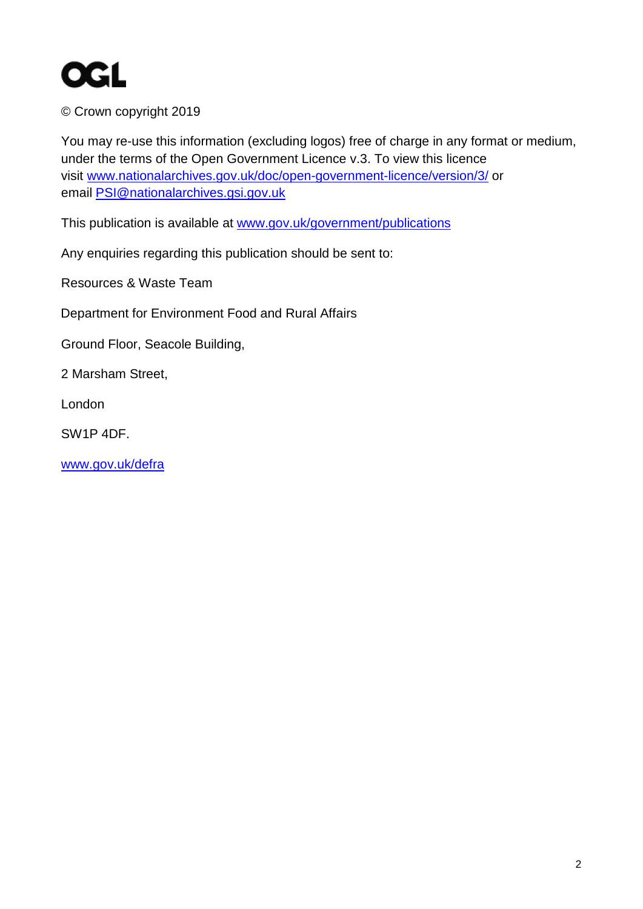OGL

© Crown copyright 2019

You may re-use this information (excluding logos) free of charge in any format or medium, under the terms of the Open Government Licence v.3. To view this licence visit [www.nationalarchives.gov.uk/doc/open-government-licence/version/3/](http://www.nationalarchives.gov.uk/doc/open-government-licence/version/3/) or email [PSI@nationalarchives.gsi.gov.uk](mailto:PSI@nationalarchives.gsi.gov.uk)

This publication is available at [www.gov.uk/government/publications](http://www.gov.uk/government/publications)

Any enquiries regarding this publication should be sent to:

Resources & Waste Team

Department for Environment Food and Rural Affairs

Ground Floor, Seacole Building,

2 Marsham Street,

London

SW1P 4DF.

[www.gov.uk/defra](http://www.gov.uk/defra)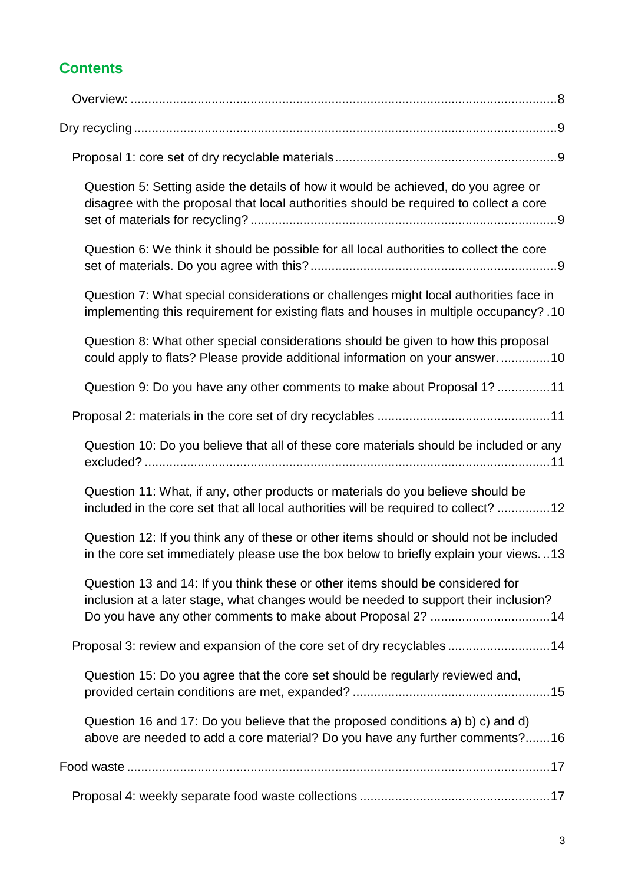## Contents

- Overview: ....................................................................................................................8
- Dry recycling....................................................................................................................9
  - Proposal 1: core set of dry recyclable materials..............................................................9
    - Question 5: Setting aside the details of how it would be achieved, do you agree or disagree with the proposal that local authorities should be required to collect a core set of materials for recycling? .......................................................................................9
    - Question 6: We think it should be possible for all local authorities to collect the core set of materials. Do you agree with this? ......................................................................9
    - Question 7: What special considerations or challenges might local authorities face in implementing this requirement for existing flats and houses in multiple occupancy? .10
    - Question 8: What other special considerations should be given to how this proposal could apply to flats? Please provide additional information on your answer. ..............10
    - Question 9: Do you have any other comments to make about Proposal 1? ...............11
  - Proposal 2: materials in the core set of dry recyclables .................................................11
    - Question 10: Do you believe that all of these core materials should be included or any excluded? .................................................................................................................11
    - Question 11: What, if any, other products or materials do you believe should be included in the core set that all local authorities will be required to collect? ...............12
    - Question 12: If you think any of these or other items should or should not be included in the core set immediately please use the box below to briefly explain your views. ..13
    - Question 13 and 14: If you think these or other items should be considered for inclusion at a later stage, what changes would be needed to support their inclusion? Do you have any other comments to make about Proposal 2? ..................................14
  - Proposal 3: review and expansion of the core set of dry recyclables .............................14
    - Question 15: Do you agree that the core set should be regularly reviewed and, provided certain conditions are met, expanded? ........................................................15
    - Question 16 and 17: Do you believe that the proposed conditions a) b) c) and d) above are needed to add a core material? Do you have any further comments?.......16
- Food waste .......................................................................................................................17
  - Proposal 4: weekly separate food waste collections ......................................................17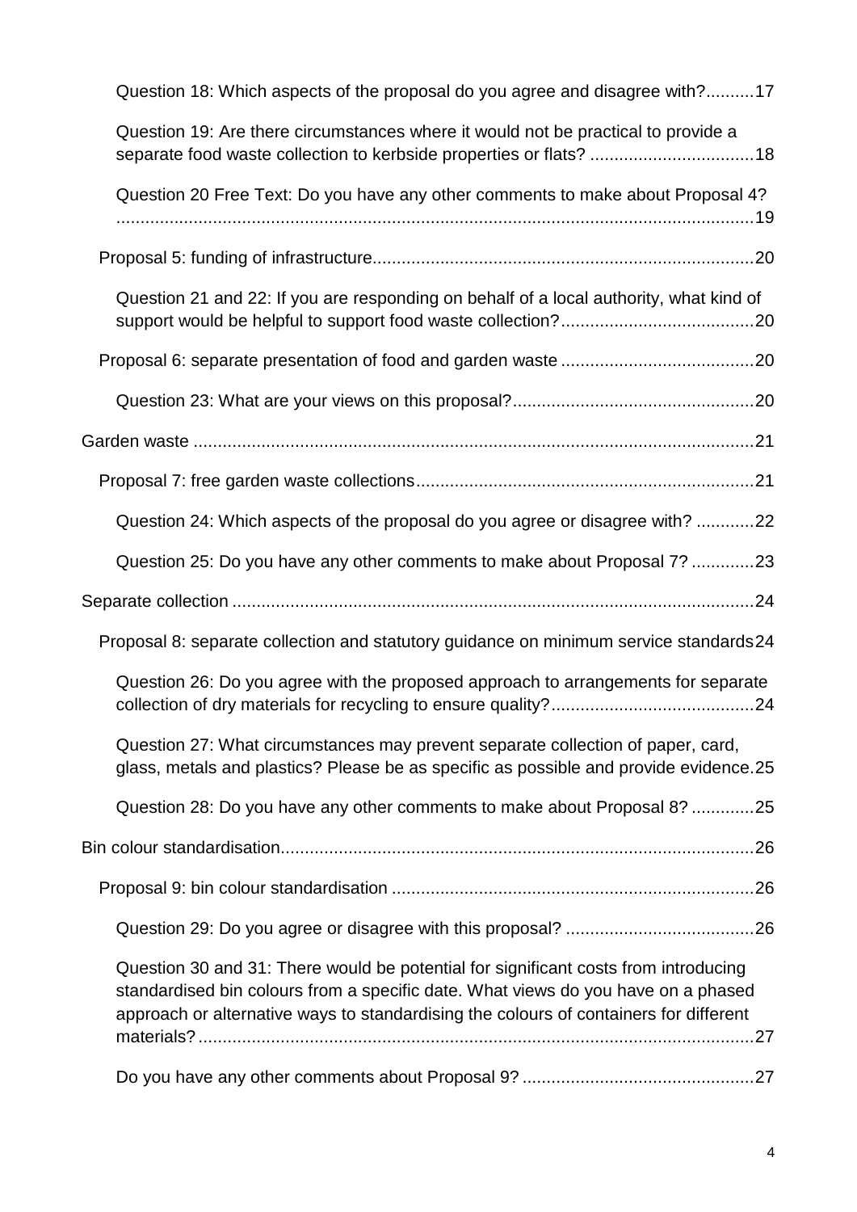- Question 18: Which aspects of the proposal do you agree and disagree with?..........17
- Question 19: Are there circumstances where it would not be practical to provide a separate food waste collection to kerbside properties or flats? ..................................18
- Question 20 Free Text: Do you have any other comments to make about Proposal 4? ....................................................................................................................19

- Proposal 5: funding of infrastructure..............................................................................20
  - Question 21 and 22: If you are responding on behalf of a local authority, what kind of support would be helpful to support food waste collection?........................................20
- Proposal 6: separate presentation of food and garden waste ........................................20
  - Question 23: What are your views on this proposal?..................................................20

Garden waste ...................................................................................................................21

- Proposal 7: free garden waste collections......................................................................21
  - Question 24: Which aspects of the proposal do you agree or disagree with? ............22
  - Question 25: Do you have any other comments to make about Proposal 7? .............23

Separate collection ...........................................................................................................24

- Proposal 8: separate collection and statutory guidance on minimum service standards24
  - Question 26: Do you agree with the proposed approach to arrangements for separate collection of dry materials for recycling to ensure quality?..........................................24
  - Question 27: What circumstances may prevent separate collection of paper, card, glass, metals and plastics? Please be as specific as possible and provide evidence.25
  - Question 28: Do you have any other comments to make about Proposal 8? .............25

Bin colour standardisation.................................................................................................26

- Proposal 9: bin colour standardisation ...........................................................................26
  - Question 29: Do you agree or disagree with this proposal? .......................................26
  - Question 30 and 31: There would be potential for significant costs from introducing standardised bin colours from a specific date. What views do you have on a phased approach or alternative ways to standardising the colours of containers for different materials? ...................................................................................................................27
  - Do you have any other comments about Proposal 9? ................................................27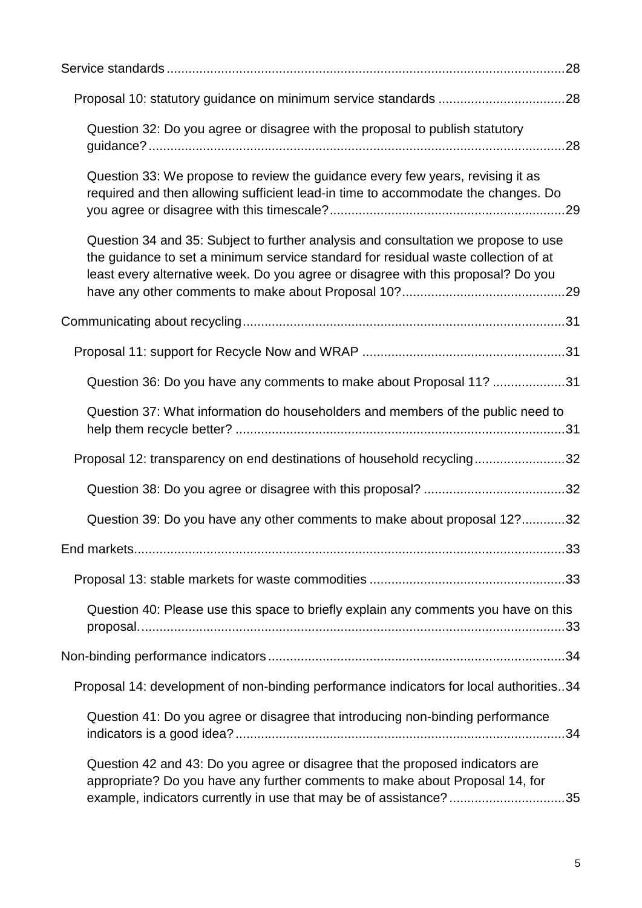Service standards 28

- Proposal 10: statutory guidance on minimum service standards 28
  - Question 32: Do you agree or disagree with the proposal to publish statutory guidance? 28
  - Question 33: We propose to review the guidance every few years, revising it as required and then allowing sufficient lead-in time to accommodate the changes. Do you agree or disagree with this timescale? 29
  - Question 34 and 35: Subject to further analysis and consultation we propose to use the guidance to set a minimum service standard for residual waste collection of at least every alternative week. Do you agree or disagree with this proposal? Do you have any other comments to make about Proposal 10? 29

Communicating about recycling 31

- Proposal 11: support for Recycle Now and WRAP 31
  - Question 36: Do you have any comments to make about Proposal 11? 31
  - Question 37: What information do householders and members of the public need to help them recycle better? 31
- Proposal 12: transparency on end destinations of household recycling 32
  - Question 38: Do you agree or disagree with this proposal? 32
  - Question 39: Do you have any other comments to make about proposal 12? 32

End markets 33

- Proposal 13: stable markets for waste commodities 33
  - Question 40: Please use this space to briefly explain any comments you have on this proposal. 33

Non-binding performance indicators 34

- Proposal 14: development of non-binding performance indicators for local authorities 34
  - Question 41: Do you agree or disagree that introducing non-binding performance indicators is a good idea? 34
  - Question 42 and 43: Do you agree or disagree that the proposed indicators are appropriate? Do you have any further comments to make about Proposal 14, for example, indicators currently in use that may be of assistance? 35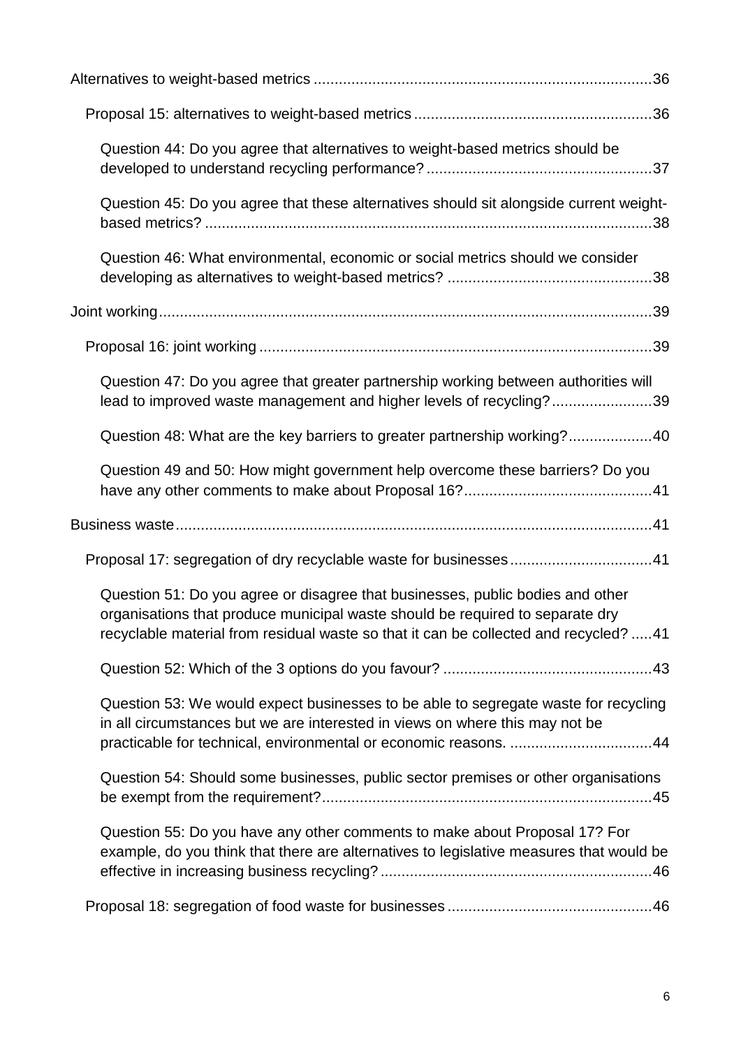Alternatives to weight-based metrics ................................................................................36

Proposal 15: alternatives to weight-based metrics ........................................................36

Question 44: Do you agree that alternatives to weight-based metrics should be developed to understand recycling performance? ......................................................37

Question 45: Do you agree that these alternatives should sit alongside current weight-based metrics? ..........................................................................................................38

Question 46: What environmental, economic or social metrics should we consider developing as alternatives to weight-based metrics? .................................................38

Joint working.....................................................................................................................39

Proposal 16: joint working .............................................................................................39

Question 47: Do you agree that greater partnership working between authorities will lead to improved waste management and higher levels of recycling?........................39

Question 48: What are the key barriers to greater partnership working?....................40

Question 49 and 50: How might government help overcome these barriers? Do you have any other comments to make about Proposal 16?............................................41

Business waste.................................................................................................................41

Proposal 17: segregation of dry recyclable waste for businesses..................................41

Question 51: Do you agree or disagree that businesses, public bodies and other organisations that produce municipal waste should be required to separate dry recyclable material from residual waste so that it can be collected and recycled? .....41

Question 52: Which of the 3 options do you favour? .................................................43

Question 53: We would expect businesses to be able to segregate waste for recycling in all circumstances but we are interested in views on where this may not be practicable for technical, environmental or economic reasons. ..................................44

Question 54: Should some businesses, public sector premises or other organisations be exempt from the requirement?..............................................................................45

Question 55: Do you have any other comments to make about Proposal 17? For example, do you think that there are alternatives to legislative measures that would be effective in increasing business recycling?................................................................46

Proposal 18: segregation of food waste for businesses ................................................46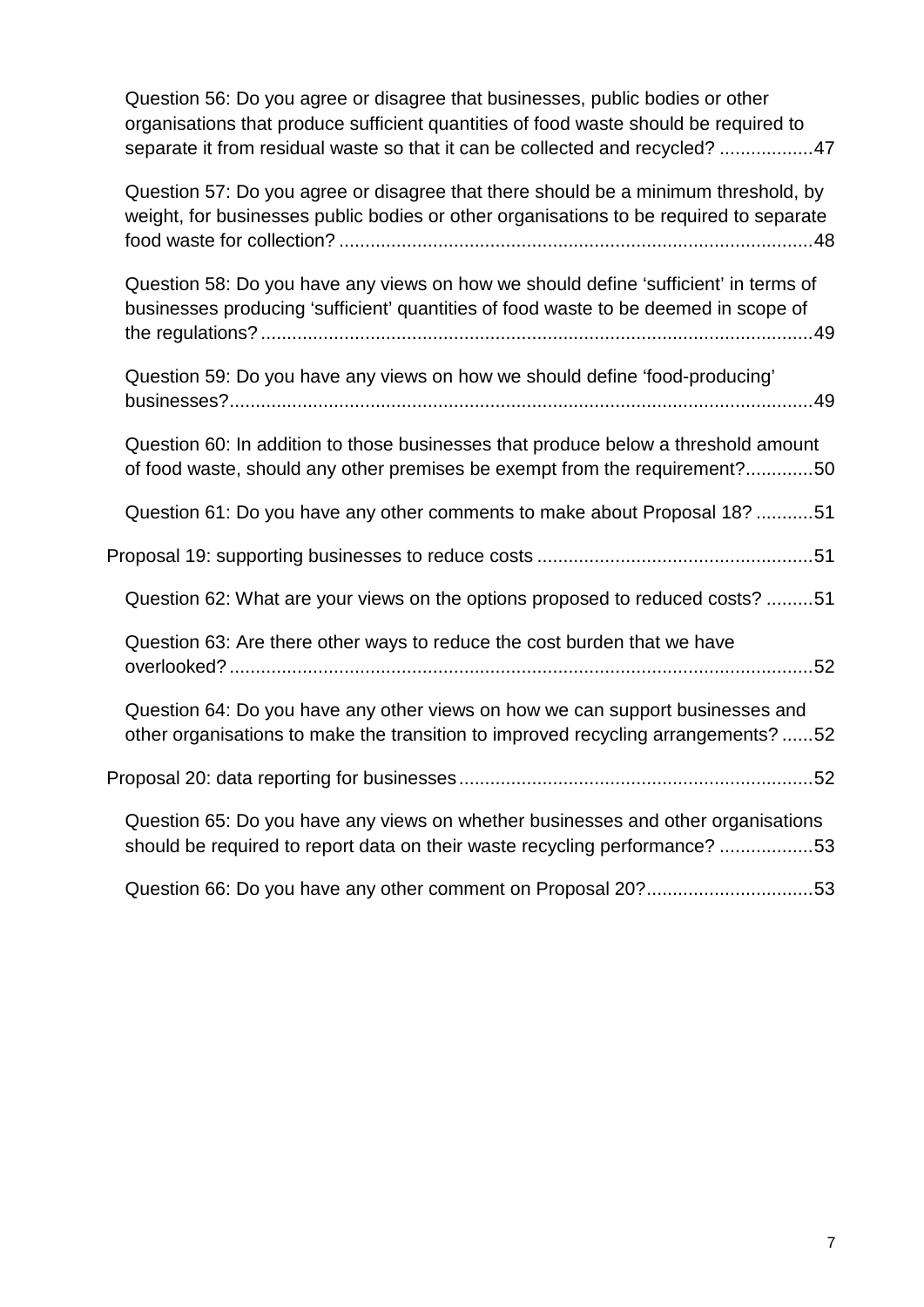Question 56: Do you agree or disagree that businesses, public bodies or other organisations that produce sufficient quantities of food waste should be required to separate it from residual waste so that it can be collected and recycled? ..................47

Question 57: Do you agree or disagree that there should be a minimum threshold, by weight, for businesses public bodies or other organisations to be required to separate food waste for collection? ..........................................................................................48

Question 58: Do you have any views on how we should define 'sufficient' in terms of businesses producing 'sufficient' quantities of food waste to be deemed in scope of the regulations? ..........................................................................................................49

Question 59: Do you have any views on how we should define 'food-producing' businesses?...............................................................................................................49

Question 60: In addition to those businesses that produce below a threshold amount of food waste, should any other premises be exempt from the requirement?.............50

Question 61: Do you have any other comments to make about Proposal 18? ...........51

Proposal 19: supporting businesses to reduce costs .....................................................51

Question 62: What are your views on the options proposed to reduced costs? .........51

Question 63: Are there other ways to reduce the cost burden that we have overlooked? ................................................................................................................52

Question 64: Do you have any other views on how we can support businesses and other organisations to make the transition to improved recycling arrangements? ......52

Proposal 20: data reporting for businesses ....................................................................52

Question 65: Do you have any views on whether businesses and other organisations should be required to report data on their waste recycling performance? ..................53

Question 66: Do you have any other comment on Proposal 20?................................53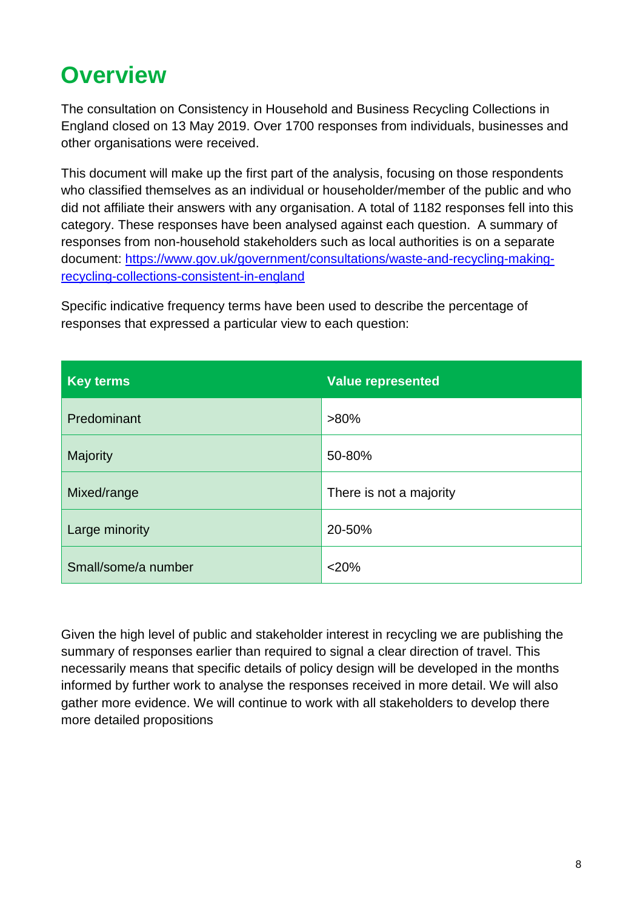# Overview

The consultation on Consistency in Household and Business Recycling Collections in England closed on 13 May 2019. Over 1700 responses from individuals, businesses and other organisations were received.

This document will make up the first part of the analysis, focusing on those respondents who classified themselves as an individual or householder/member of the public and who did not affiliate their answers with any organisation. A total of 1182 responses fell into this category. These responses have been analysed against each question. A summary of responses from non-household stakeholders such as local authorities is on a separate document: [https://www.gov.uk/government/consultations/waste-and-recycling-making-recycling-collections-consistent-in-england](https://www.gov.uk/government/consultations/waste-and-recycling-making-recycling-collections-consistent-in-england)

Specific indicative frequency terms have been used to describe the percentage of responses that expressed a particular view to each question:

| Key terms | Value represented |
| --- | --- |
| Predominant | >80% |
| Majority | 50-80% |
| Mixed/range | There is not a majority |
| Large minority | 20-50% |
| Small/some/a number | <20% |

Given the high level of public and stakeholder interest in recycling we are publishing the summary of responses earlier than required to signal a clear direction of travel. This necessarily means that specific details of policy design will be developed in the months informed by further work to analyse the responses received in more detail. We will also gather more evidence. We will continue to work with all stakeholders to develop there more detailed propositions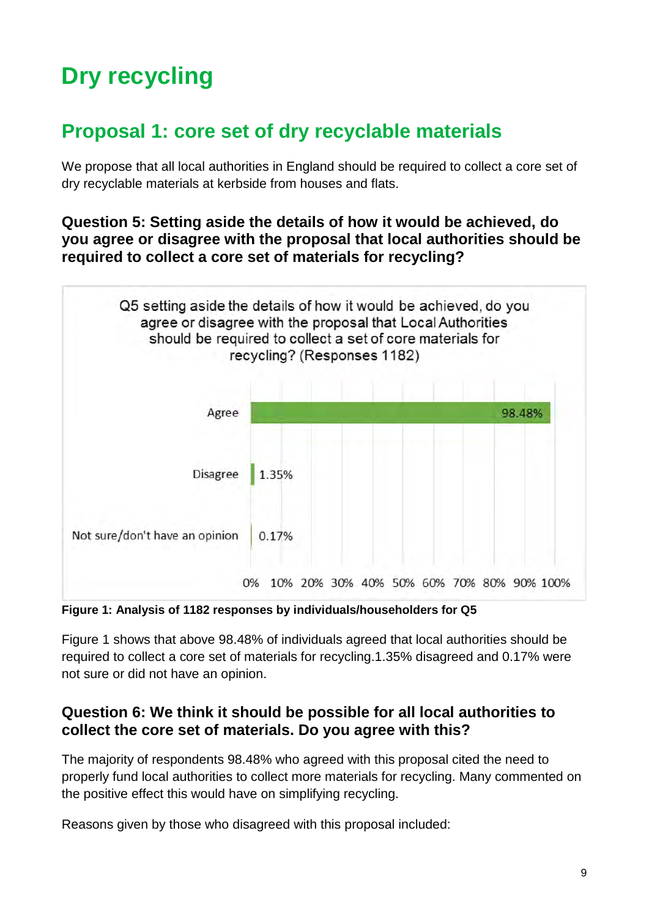# Dry recycling

## Proposal 1: core set of dry recyclable materials

We propose that all local authorities in England should be required to collect a core set of dry recyclable materials at kerbside from houses and flats.

### Question 5: Setting aside the details of how it would be achieved, do you agree or disagree with the proposal that local authorities should be required to collect a core set of materials for recycling?

Q5 setting aside the details of how it would be achieved, do you agree or disagree with the proposal that Local Authorities should be required to collect a set of core materials for recycling? (Responses 1182)

| Response | Percentage |
| --- | --- |
| Agree | 98.48% |
| Disagree | 1.35% |
| Not sure/don't have an opinion | 0.17% |

**Figure 1: Analysis of 1182 responses by individuals/householders for Q5**

Figure 1 shows that above 98.48% of individuals agreed that local authorities should be required to collect a core set of materials for recycling.1.35% disagreed and 0.17% were not sure or did not have an opinion.

### Question 6: We think it should be possible for all local authorities to collect the core set of materials. Do you agree with this?

The majority of respondents 98.48% who agreed with this proposal cited the need to properly fund local authorities to collect more materials for recycling. Many commented on the positive effect this would have on simplifying recycling.

Reasons given by those who disagreed with this proposal included: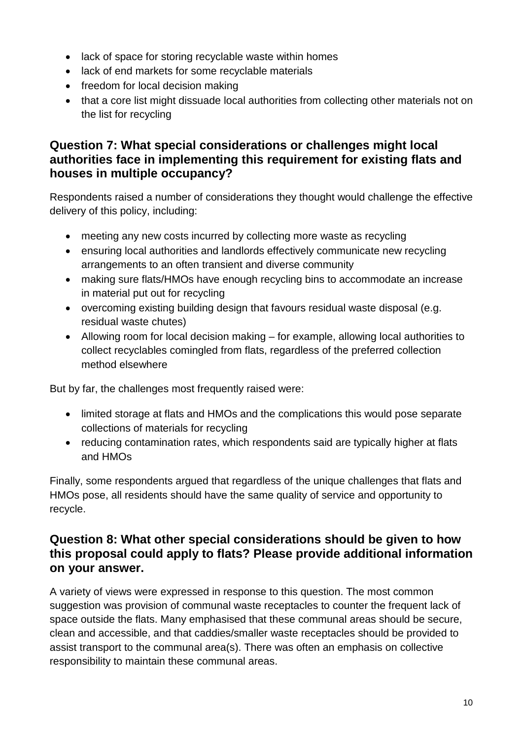- lack of space for storing recyclable waste within homes
- lack of end markets for some recyclable materials
- freedom for local decision making
- that a core list might dissuade local authorities from collecting other materials not on the list for recycling

## Question 7: What special considerations or challenges might local authorities face in implementing this requirement for existing flats and houses in multiple occupancy?

Respondents raised a number of considerations they thought would challenge the effective delivery of this policy, including:

- meeting any new costs incurred by collecting more waste as recycling
- ensuring local authorities and landlords effectively communicate new recycling arrangements to an often transient and diverse community
- making sure flats/HMOs have enough recycling bins to accommodate an increase in material put out for recycling
- overcoming existing building design that favours residual waste disposal (e.g. residual waste chutes)
- Allowing room for local decision making – for example, allowing local authorities to collect recyclables comingled from flats, regardless of the preferred collection method elsewhere

But by far, the challenges most frequently raised were:

- limited storage at flats and HMOs and the complications this would pose separate collections of materials for recycling
- reducing contamination rates, which respondents said are typically higher at flats and HMOs

Finally, some respondents argued that regardless of the unique challenges that flats and HMOs pose, all residents should have the same quality of service and opportunity to recycle.

## Question 8: What other special considerations should be given to how this proposal could apply to flats? Please provide additional information on your answer.

A variety of views were expressed in response to this question. The most common suggestion was provision of communal waste receptacles to counter the frequent lack of space outside the flats. Many emphasised that these communal areas should be secure, clean and accessible, and that caddies/smaller waste receptacles should be provided to assist transport to the communal area(s). There was often an emphasis on collective responsibility to maintain these communal areas.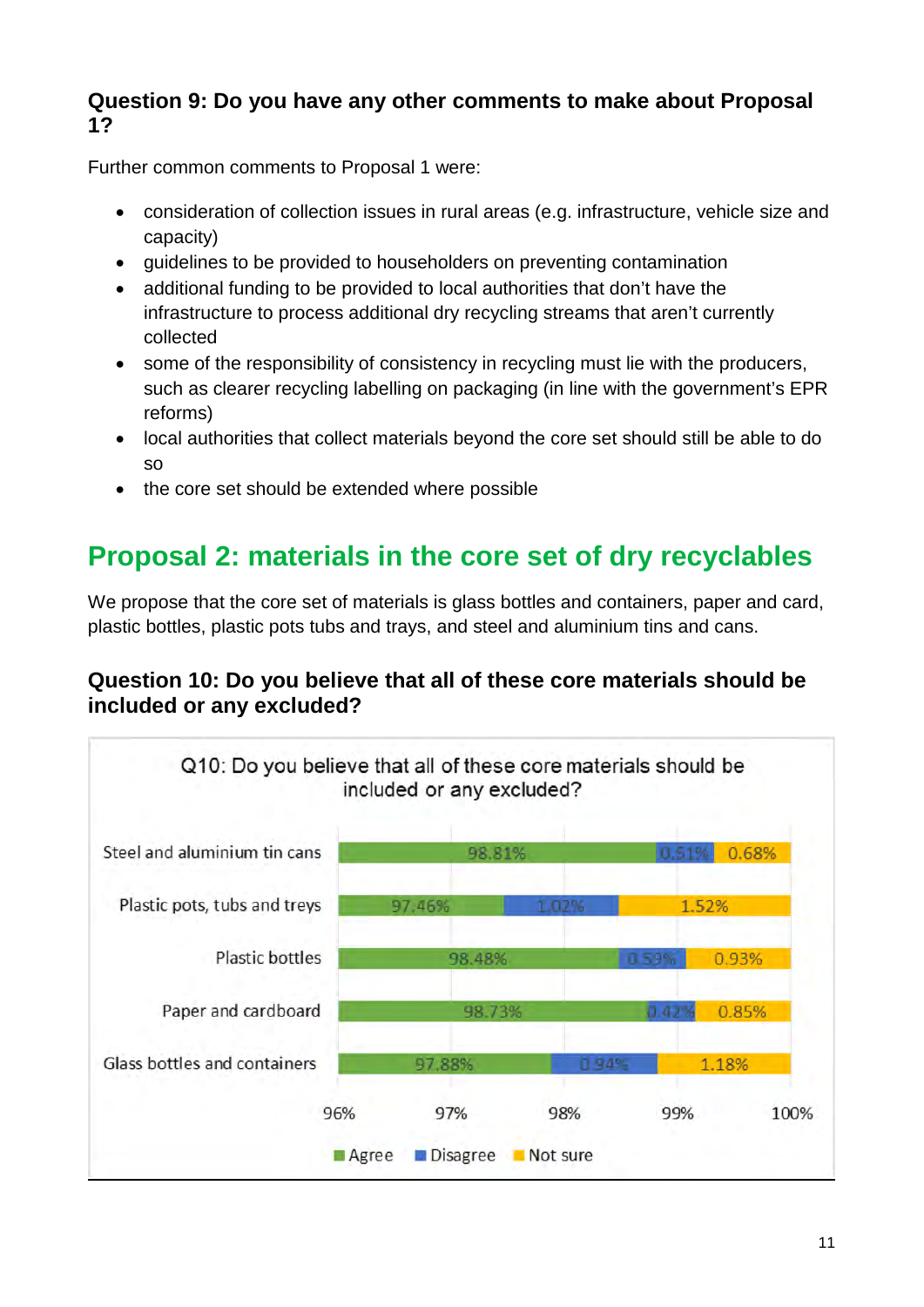### Question 9: Do you have any other comments to make about Proposal 1?

Further common comments to Proposal 1 were:

- consideration of collection issues in rural areas (e.g. infrastructure, vehicle size and capacity)
- guidelines to be provided to householders on preventing contamination
- additional funding to be provided to local authorities that don't have the infrastructure to process additional dry recycling streams that aren't currently collected
- some of the responsibility of consistency in recycling must lie with the producers, such as clearer recycling labelling on packaging (in line with the government's EPR reforms)
- local authorities that collect materials beyond the core set should still be able to do so
- the core set should be extended where possible

## Proposal 2: materials in the core set of dry recyclables

We propose that the core set of materials is glass bottles and containers, paper and card, plastic bottles, plastic pots tubs and trays, and steel and aluminium tins and cans.

### Question 10: Do you believe that all of these core materials should be included or any excluded?

Q10: Do you believe that all of these core materials should be included or any excluded?

| | Agree | Disagree | Not sure |
|---|---|---|---|
| Steel and aluminium tin cans | 98.81% | 0.51% | 0.68% |
| Plastic pots, tubs and treys | 97.46% | 1.02% | 1.52% |
| Plastic bottles | 98.48% | 0.59% | 0.93% |
| Paper and cardboard | 98.73% | 0.42% | 0.85% |
| Glass bottles and containers | 97.88% | 0.94% | 1.18% |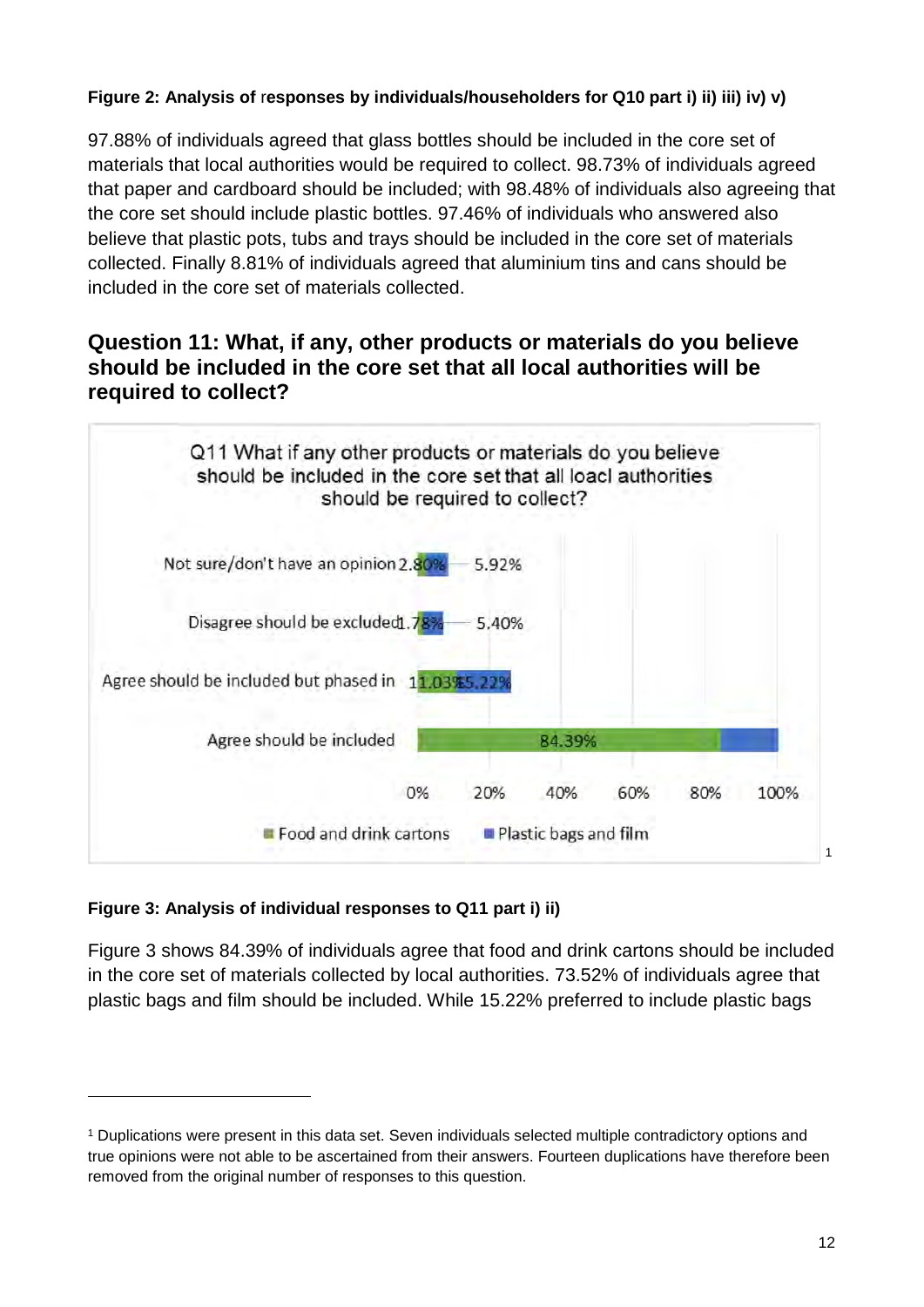**Figure 2: Analysis of responses by individuals/householders for Q10 part i) ii) iii) iv) v)**

97.88% of individuals agreed that glass bottles should be included in the core set of materials that local authorities would be required to collect. 98.73% of individuals agreed that paper and cardboard should be included; with 98.48% of individuals also agreeing that the core set should include plastic bottles. 97.46% of individuals who answered also believe that plastic pots, tubs and trays should be included in the core set of materials collected. Finally 8.81% of individuals agreed that aluminium tins and cans should be included in the core set of materials collected.

## Question 11: What, if any, other products or materials do you believe should be included in the core set that all local authorities will be required to collect?

Q11 What if any other products or materials do you believe should be included in the core set that all loacl authorities should be required to collect?

| | Food and drink cartons | Plastic bags and film |
|---|---|---|
| Not sure/don't have an opinion | 2.80% | 5.92% |
| Disagree should be excluded | 1.78% | 5.40% |
| Agree should be included but phased in | 11.03% | 15.22% |
| Agree should be included | 84.39% | |

**Figure 3: Analysis of individual responses to Q11 part i) ii)**

Figure 3 shows 84.39% of individuals agree that food and drink cartons should be included in the core set of materials collected by local authorities. 73.52% of individuals agree that plastic bags and film should be included. While 15.22% preferred to include plastic bags

[1] Duplications were present in this data set. Seven individuals selected multiple contradictory options and true opinions were not able to be ascertained from their answers. Fourteen duplications have therefore been removed from the original number of responses to this question.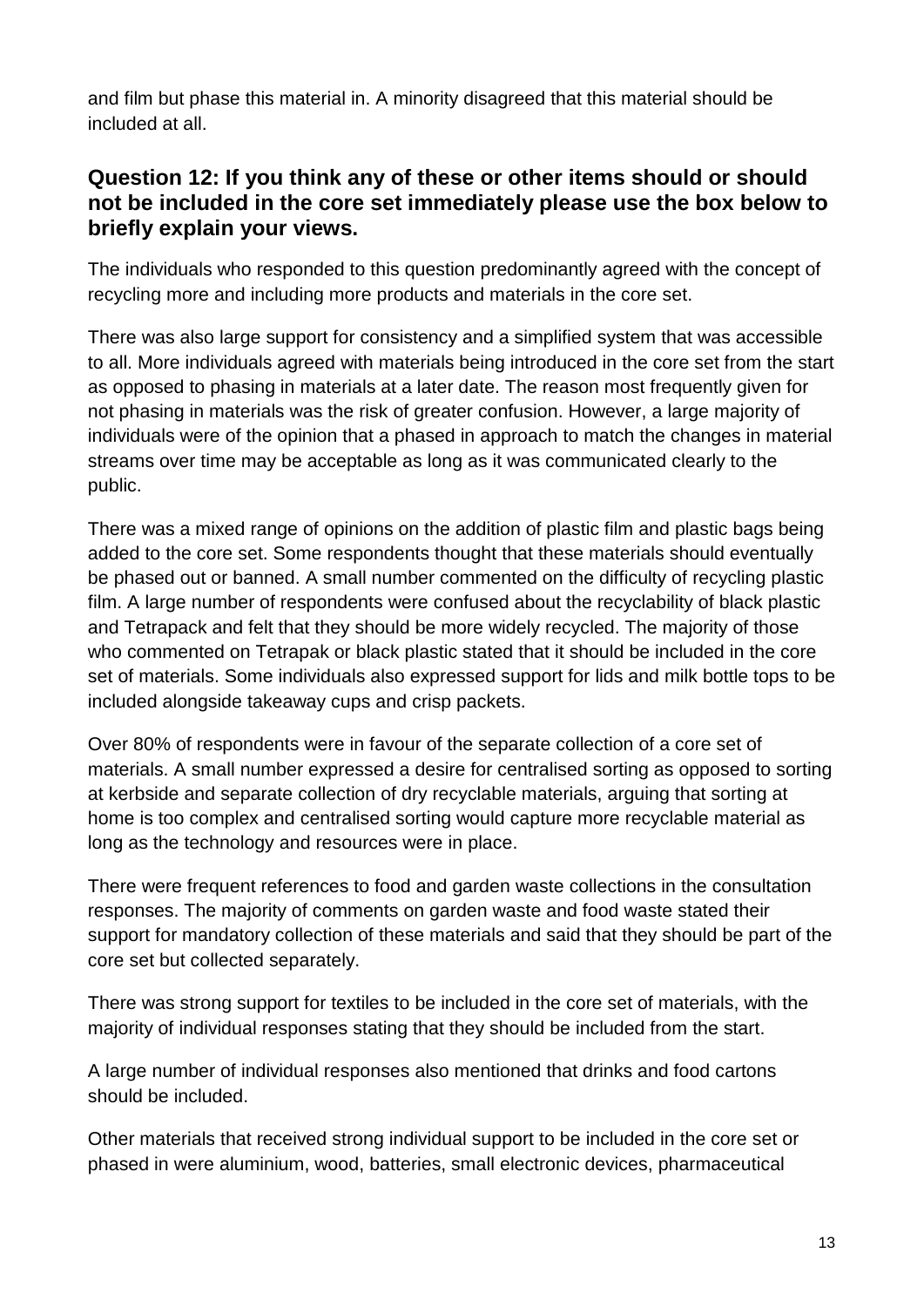and film but phase this material in. A minority disagreed that this material should be included at all.

### Question 12: If you think any of these or other items should or should not be included in the core set immediately please use the box below to briefly explain your views.

The individuals who responded to this question predominantly agreed with the concept of recycling more and including more products and materials in the core set.

There was also large support for consistency and a simplified system that was accessible to all. More individuals agreed with materials being introduced in the core set from the start as opposed to phasing in materials at a later date. The reason most frequently given for not phasing in materials was the risk of greater confusion. However, a large majority of individuals were of the opinion that a phased in approach to match the changes in material streams over time may be acceptable as long as it was communicated clearly to the public.

There was a mixed range of opinions on the addition of plastic film and plastic bags being added to the core set. Some respondents thought that these materials should eventually be phased out or banned. A small number commented on the difficulty of recycling plastic film. A large number of respondents were confused about the recyclability of black plastic and Tetrapack and felt that they should be more widely recycled. The majority of those who commented on Tetrapak or black plastic stated that it should be included in the core set of materials. Some individuals also expressed support for lids and milk bottle tops to be included alongside takeaway cups and crisp packets.

Over 80% of respondents were in favour of the separate collection of a core set of materials. A small number expressed a desire for centralised sorting as opposed to sorting at kerbside and separate collection of dry recyclable materials, arguing that sorting at home is too complex and centralised sorting would capture more recyclable material as long as the technology and resources were in place.

There were frequent references to food and garden waste collections in the consultation responses. The majority of comments on garden waste and food waste stated their support for mandatory collection of these materials and said that they should be part of the core set but collected separately.

There was strong support for textiles to be included in the core set of materials, with the majority of individual responses stating that they should be included from the start.

A large number of individual responses also mentioned that drinks and food cartons should be included.

Other materials that received strong individual support to be included in the core set or phased in were aluminium, wood, batteries, small electronic devices, pharmaceutical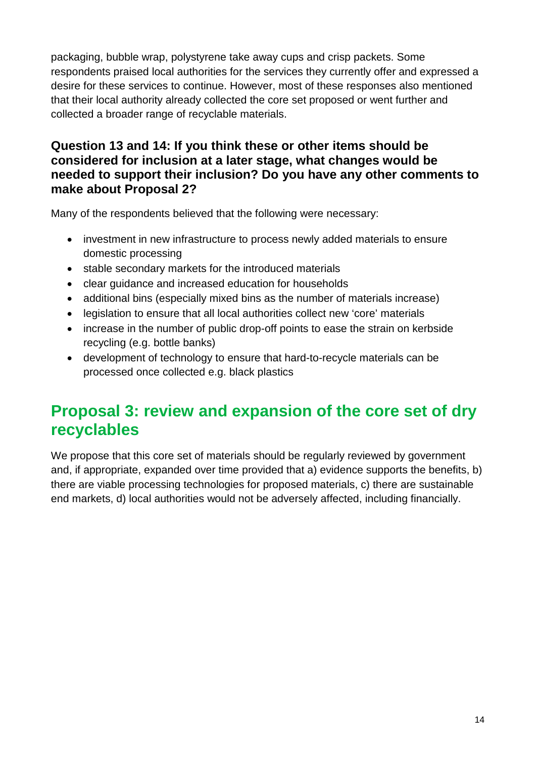packaging, bubble wrap, polystyrene take away cups and crisp packets. Some respondents praised local authorities for the services they currently offer and expressed a desire for these services to continue. However, most of these responses also mentioned that their local authority already collected the core set proposed or went further and collected a broader range of recyclable materials.

### Question 13 and 14: If you think these or other items should be considered for inclusion at a later stage, what changes would be needed to support their inclusion? Do you have any other comments to make about Proposal 2?

Many of the respondents believed that the following were necessary:

- investment in new infrastructure to process newly added materials to ensure domestic processing
- stable secondary markets for the introduced materials
- clear guidance and increased education for households
- additional bins (especially mixed bins as the number of materials increase)
- legislation to ensure that all local authorities collect new 'core' materials
- increase in the number of public drop-off points to ease the strain on kerbside recycling (e.g. bottle banks)
- development of technology to ensure that hard-to-recycle materials can be processed once collected e.g. black plastics

## Proposal 3: review and expansion of the core set of dry recyclables

We propose that this core set of materials should be regularly reviewed by government and, if appropriate, expanded over time provided that a) evidence supports the benefits, b) there are viable processing technologies for proposed materials, c) there are sustainable end markets, d) local authorities would not be adversely affected, including financially.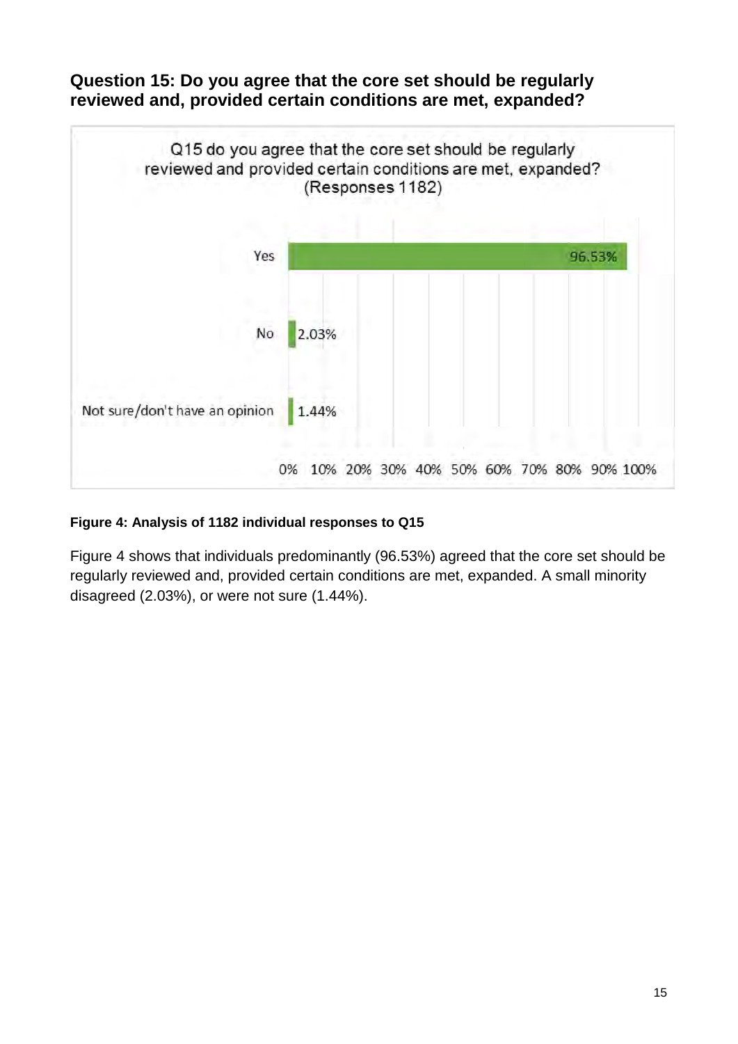## Question 15: Do you agree that the core set should be regularly reviewed and, provided certain conditions are met, expanded?

**Figure 4: Analysis of 1182 individual responses to Q15**

Figure 4 shows that individuals predominantly (96.53%) agreed that the core set should be regularly reviewed and, provided certain conditions are met, expanded. A small minority disagreed (2.03%), or were not sure (1.44%).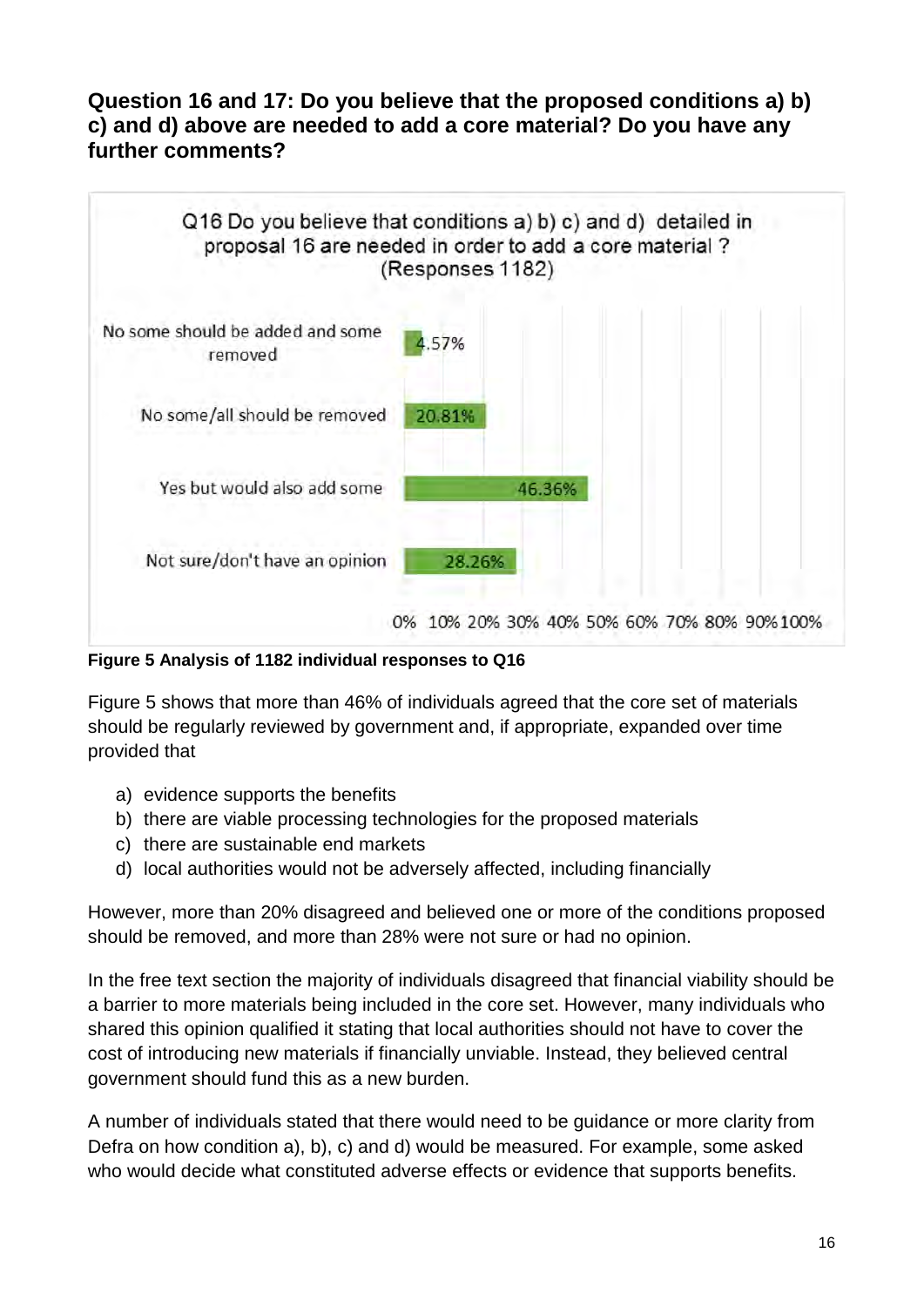## Question 16 and 17: Do you believe that the proposed conditions a) b) c) and d) above are needed to add a core material? Do you have any further comments?

Q16 Do you believe that conditions a) b) c) and d) detailed in proposal 16 are needed in order to add a core material ? (Responses 1182)

| Response | Percentage |
|---|---|
| No some should be added and some removed | 4.57% |
| No some/all should be removed | 20.81% |
| Yes but would also add some | 46.36% |
| Not sure/don't have an opinion | 28.26% |

**Figure 5 Analysis of 1182 individual responses to Q16**

Figure 5 shows that more than 46% of individuals agreed that the core set of materials should be regularly reviewed by government and, if appropriate, expanded over time provided that

a) evidence supports the benefits
b) there are viable processing technologies for the proposed materials
c) there are sustainable end markets
d) local authorities would not be adversely affected, including financially

However, more than 20% disagreed and believed one or more of the conditions proposed should be removed, and more than 28% were not sure or had no opinion.

In the free text section the majority of individuals disagreed that financial viability should be a barrier to more materials being included in the core set. However, many individuals who shared this opinion qualified it stating that local authorities should not have to cover the cost of introducing new materials if financially unviable. Instead, they believed central government should fund this as a new burden.

A number of individuals stated that there would need to be guidance or more clarity from Defra on how condition a), b), c) and d) would be measured. For example, some asked who would decide what constituted adverse effects or evidence that supports benefits.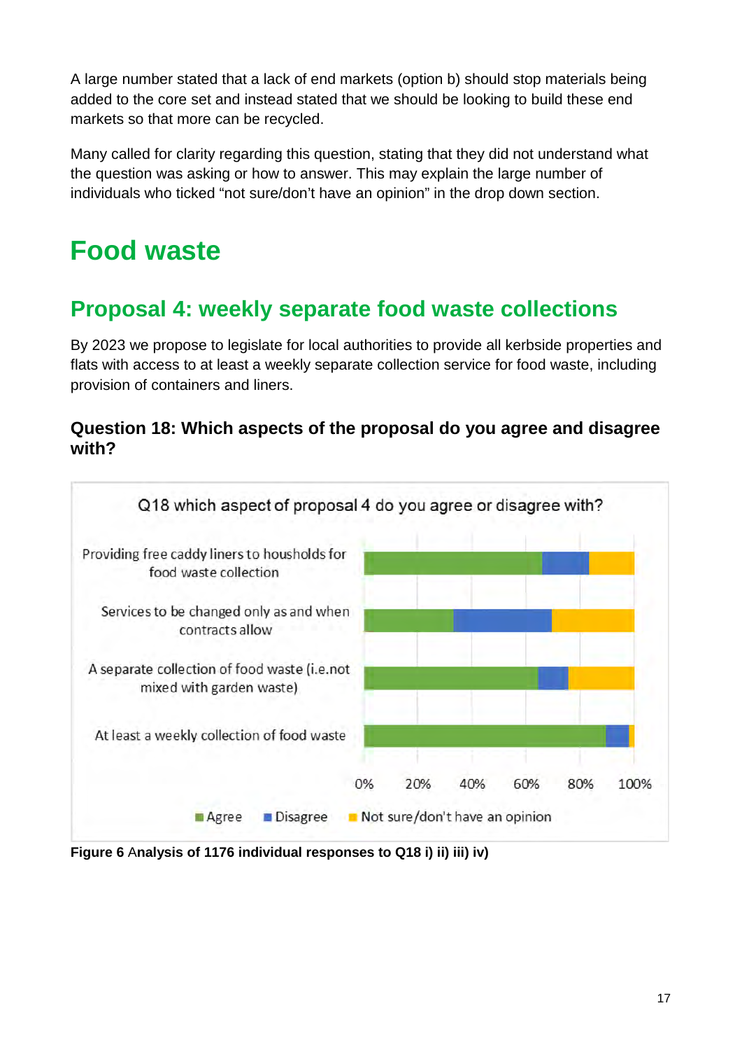A large number stated that a lack of end markets (option b) should stop materials being added to the core set and instead stated that we should be looking to build these end markets so that more can be recycled.

Many called for clarity regarding this question, stating that they did not understand what the question was asking or how to answer. This may explain the large number of individuals who ticked “not sure/don’t have an opinion” in the drop down section.

# Food waste

## Proposal 4: weekly separate food waste collections

By 2023 we propose to legislate for local authorities to provide all kerbside properties and flats with access to at least a weekly separate collection service for food waste, including provision of containers and liners.

### Question 18: Which aspects of the proposal do you agree and disagree with?

**Figure 6** Analysis of 1176 individual responses to Q18 i) ii) iii) iv)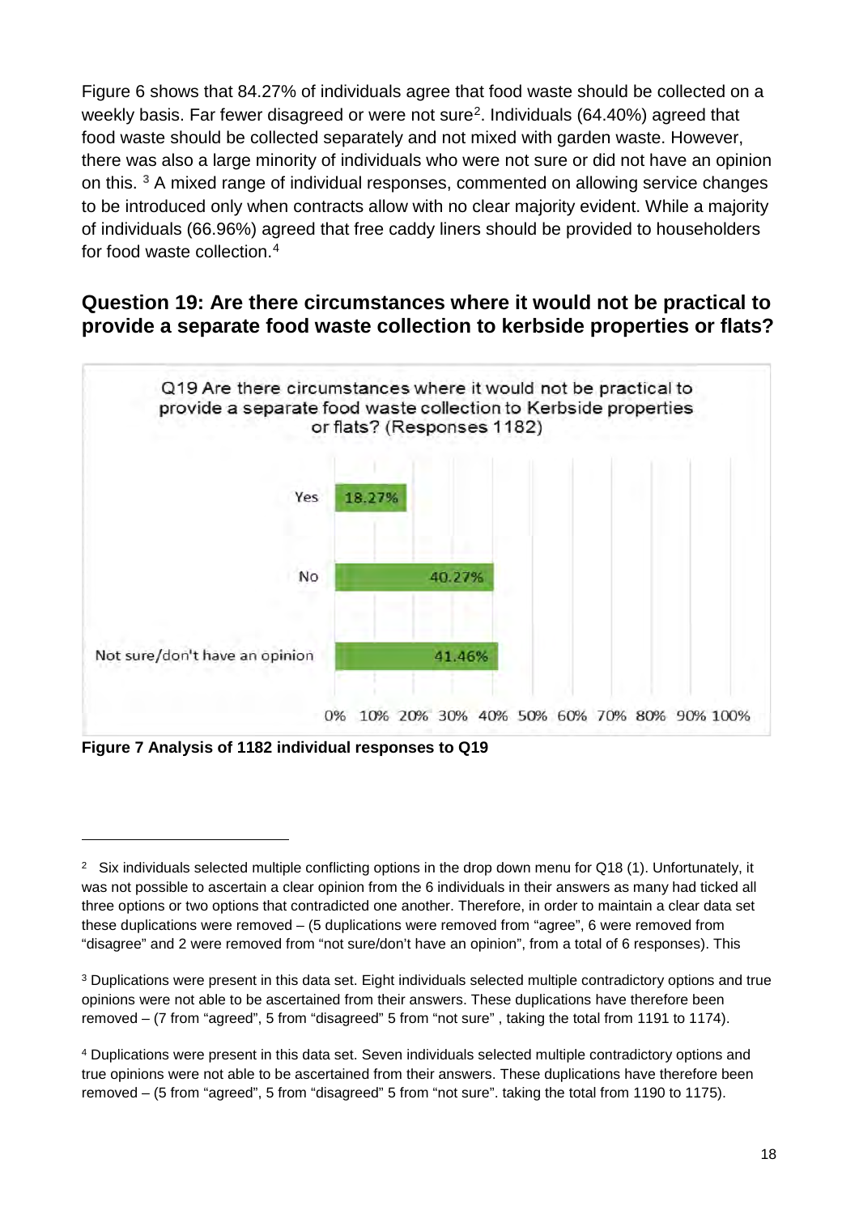Figure 6 shows that 84.27% of individuals agree that food waste should be collected on a weekly basis. Far fewer disagreed or were not sure[2]. Individuals (64.40%) agreed that food waste should be collected separately and not mixed with garden waste. However, there was also a large minority of individuals who were not sure or did not have an opinion on this. [3] A mixed range of individual responses, commented on allowing service changes to be introduced only when contracts allow with no clear majority evident. While a majority of individuals (66.96%) agreed that free caddy liners should be provided to householders for food waste collection.[4]

## Question 19: Are there circumstances where it would not be practical to provide a separate food waste collection to kerbside properties or flats?

Q19 Are there circumstances where it would not be practical to provide a separate food waste collection to Kerbside properties or flats? (Responses 1182)

| Response | Percentage |
| --- | --- |
| Yes | 18.27% |
| No | 40.27% |
| Not sure/don't have an opinion | 41.46% |

**Figure 7 Analysis of 1182 individual responses to Q19**

---

[2] Six individuals selected multiple conflicting options in the drop down menu for Q18 (1). Unfortunately, it was not possible to ascertain a clear opinion from the 6 individuals in their answers as many had ticked all three options or two options that contradicted one another. Therefore, in order to maintain a clear data set these duplications were removed – (5 duplications were removed from "agree", 6 were removed from "disagree" and 2 were removed from "not sure/don't have an opinion", from a total of 6 responses). This

[3] Duplications were present in this data set. Eight individuals selected multiple contradictory options and true opinions were not able to be ascertained from their answers. These duplications have therefore been removed – (7 from "agreed", 5 from "disagreed" 5 from "not sure" , taking the total from 1191 to 1174).

[4] Duplications were present in this data set. Seven individuals selected multiple contradictory options and true opinions were not able to be ascertained from their answers. These duplications have therefore been removed – (5 from "agreed", 5 from "disagreed" 5 from "not sure". taking the total from 1190 to 1175).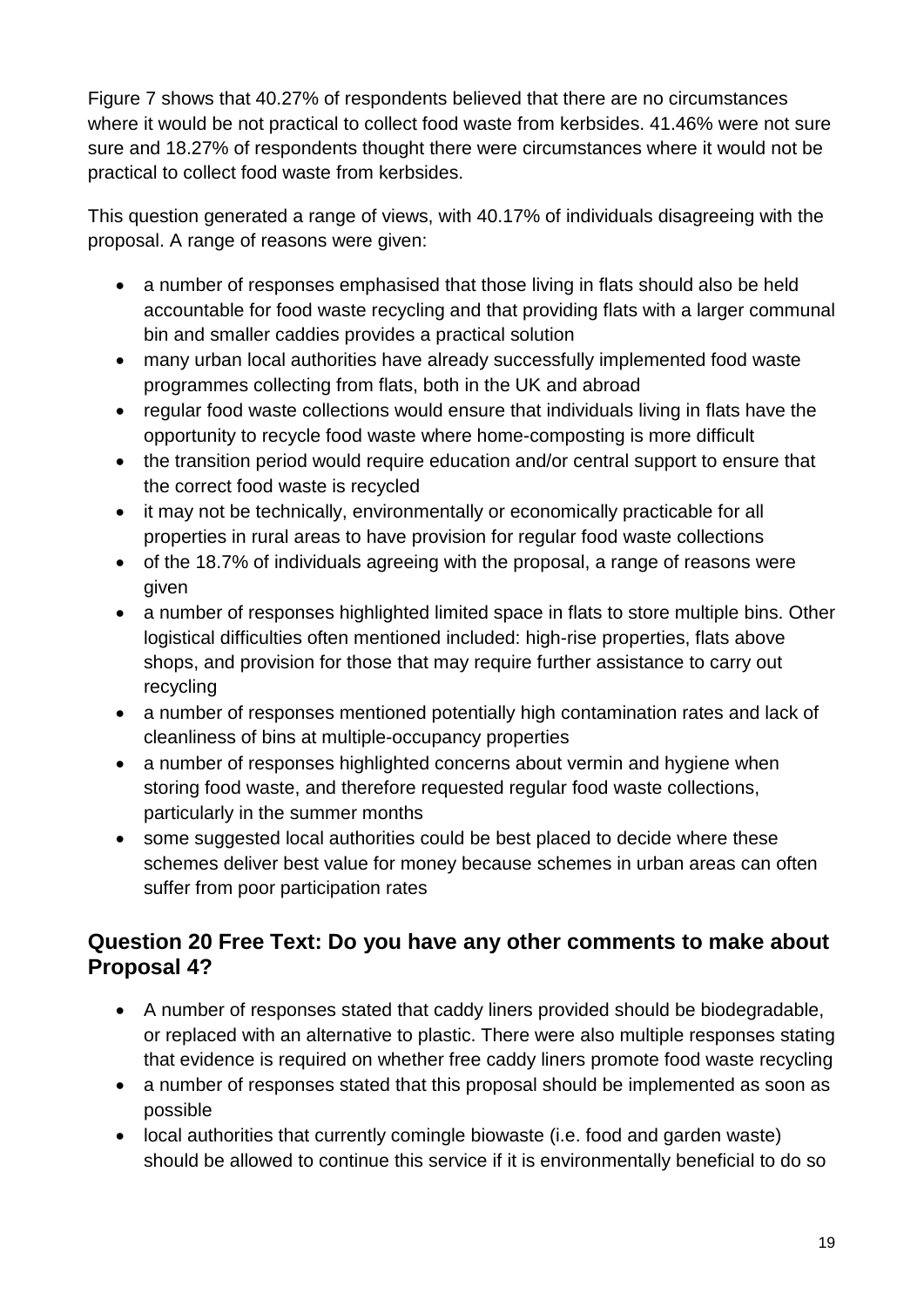Figure 7 shows that 40.27% of respondents believed that there are no circumstances where it would be not practical to collect food waste from kerbsides. 41.46% were not sure sure and 18.27% of respondents thought there were circumstances where it would not be practical to collect food waste from kerbsides.

This question generated a range of views, with 40.17% of individuals disagreeing with the proposal. A range of reasons were given:

- a number of responses emphasised that those living in flats should also be held accountable for food waste recycling and that providing flats with a larger communal bin and smaller caddies provides a practical solution
- many urban local authorities have already successfully implemented food waste programmes collecting from flats, both in the UK and abroad
- regular food waste collections would ensure that individuals living in flats have the opportunity to recycle food waste where home-composting is more difficult
- the transition period would require education and/or central support to ensure that the correct food waste is recycled
- it may not be technically, environmentally or economically practicable for all properties in rural areas to have provision for regular food waste collections
- of the 18.7% of individuals agreeing with the proposal, a range of reasons were given
- a number of responses highlighted limited space in flats to store multiple bins. Other logistical difficulties often mentioned included: high-rise properties, flats above shops, and provision for those that may require further assistance to carry out recycling
- a number of responses mentioned potentially high contamination rates and lack of cleanliness of bins at multiple-occupancy properties
- a number of responses highlighted concerns about vermin and hygiene when storing food waste, and therefore requested regular food waste collections, particularly in the summer months
- some suggested local authorities could be best placed to decide where these schemes deliver best value for money because schemes in urban areas can often suffer from poor participation rates

## Question 20 Free Text: Do you have any other comments to make about Proposal 4?

- A number of responses stated that caddy liners provided should be biodegradable, or replaced with an alternative to plastic. There were also multiple responses stating that evidence is required on whether free caddy liners promote food waste recycling
- a number of responses stated that this proposal should be implemented as soon as possible
- local authorities that currently comingle biowaste (i.e. food and garden waste) should be allowed to continue this service if it is environmentally beneficial to do so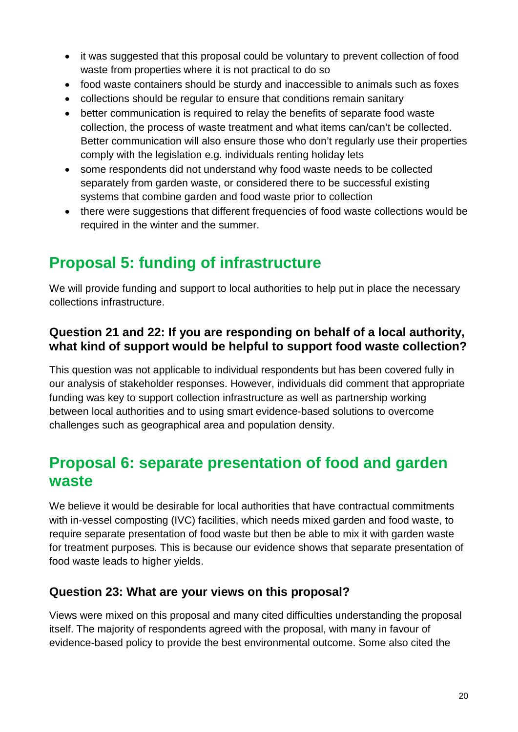- it was suggested that this proposal could be voluntary to prevent collection of food waste from properties where it is not practical to do so
- food waste containers should be sturdy and inaccessible to animals such as foxes
- collections should be regular to ensure that conditions remain sanitary
- better communication is required to relay the benefits of separate food waste collection, the process of waste treatment and what items can/can't be collected. Better communication will also ensure those who don't regularly use their properties comply with the legislation e.g. individuals renting holiday lets
- some respondents did not understand why food waste needs to be collected separately from garden waste, or considered there to be successful existing systems that combine garden and food waste prior to collection
- there were suggestions that different frequencies of food waste collections would be required in the winter and the summer.

## Proposal 5: funding of infrastructure

We will provide funding and support to local authorities to help put in place the necessary collections infrastructure.

### Question 21 and 22: If you are responding on behalf of a local authority, what kind of support would be helpful to support food waste collection?

This question was not applicable to individual respondents but has been covered fully in our analysis of stakeholder responses. However, individuals did comment that appropriate funding was key to support collection infrastructure as well as partnership working between local authorities and to using smart evidence-based solutions to overcome challenges such as geographical area and population density.

## Proposal 6: separate presentation of food and garden waste

We believe it would be desirable for local authorities that have contractual commitments with in-vessel composting (IVC) facilities, which needs mixed garden and food waste, to require separate presentation of food waste but then be able to mix it with garden waste for treatment purposes. This is because our evidence shows that separate presentation of food waste leads to higher yields.

### Question 23: What are your views on this proposal?

Views were mixed on this proposal and many cited difficulties understanding the proposal itself. The majority of respondents agreed with the proposal, with many in favour of evidence-based policy to provide the best environmental outcome. Some also cited the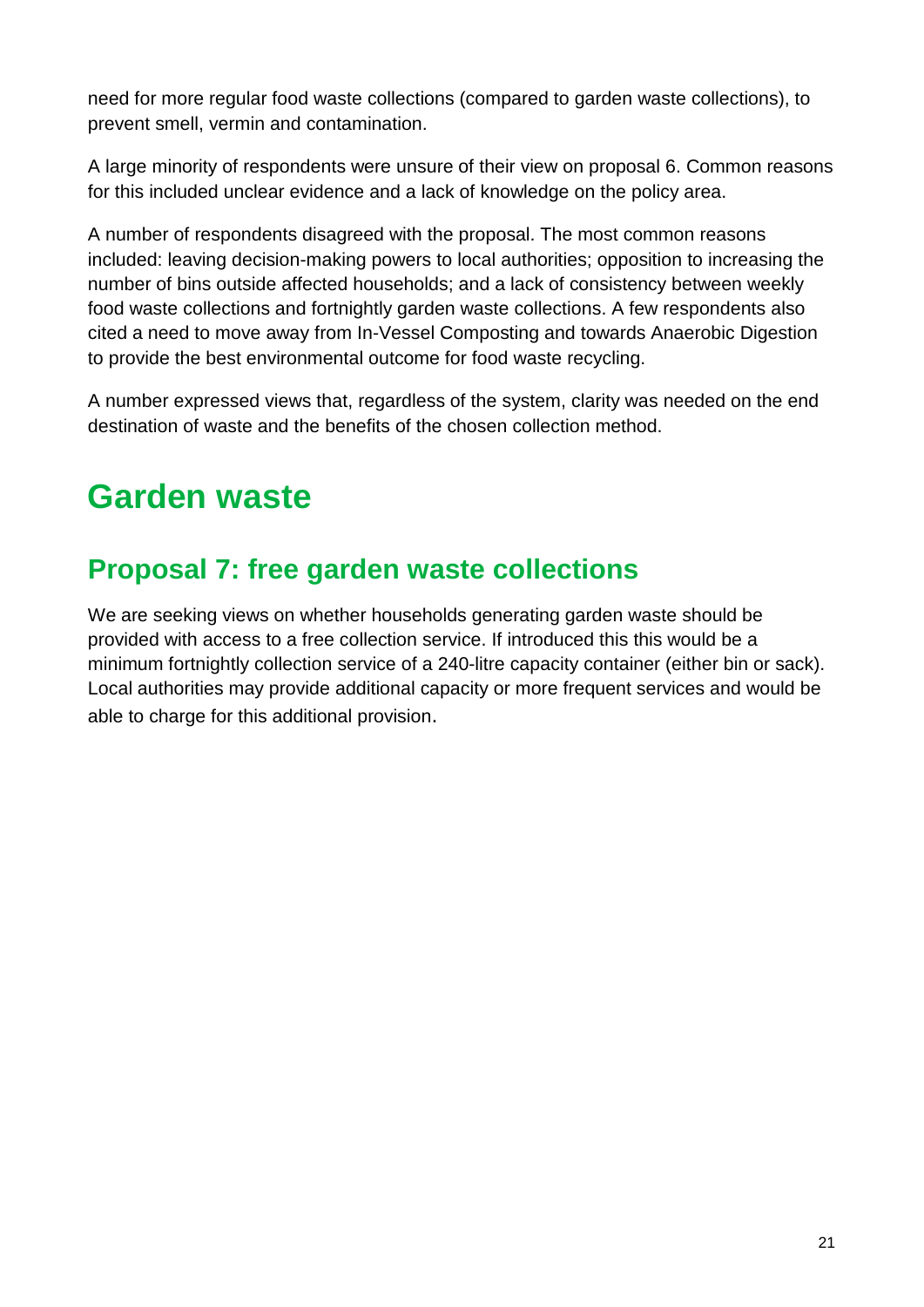need for more regular food waste collections (compared to garden waste collections), to prevent smell, vermin and contamination.

A large minority of respondents were unsure of their view on proposal 6. Common reasons for this included unclear evidence and a lack of knowledge on the policy area.

A number of respondents disagreed with the proposal. The most common reasons included: leaving decision-making powers to local authorities; opposition to increasing the number of bins outside affected households; and a lack of consistency between weekly food waste collections and fortnightly garden waste collections. A few respondents also cited a need to move away from In-Vessel Composting and towards Anaerobic Digestion to provide the best environmental outcome for food waste recycling.

A number expressed views that, regardless of the system, clarity was needed on the end destination of waste and the benefits of the chosen collection method.

# Garden waste

## Proposal 7: free garden waste collections

We are seeking views on whether households generating garden waste should be provided with access to a free collection service. If introduced this this would be a minimum fortnightly collection service of a 240-litre capacity container (either bin or sack). Local authorities may provide additional capacity or more frequent services and would be able to charge for this additional provision.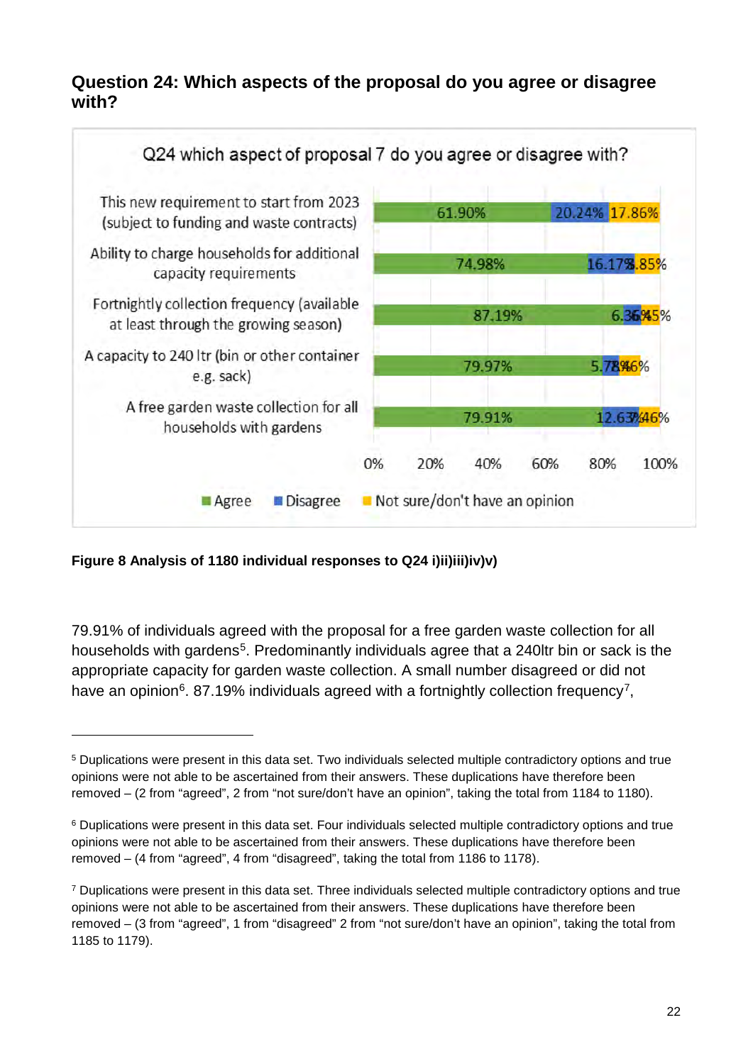## Question 24: Which aspects of the proposal do you agree or disagree with?

**Q24 which aspect of proposal 7 do you agree or disagree with?**

| Aspect | Agree | Disagree | Not sure/don't have an opinion |
| --- | --- | --- | --- |
| This new requirement to start from 2023 (subject to funding and waste contracts) | 61.90% | 20.24% | 17.86% |
| Ability to charge households for additional capacity requirements | 74.98% | 16.17% | 8.85% |
| Fortnightly collection frequency (available at least through the growing season) | 87.19% | 6.36% | 6.45% |
| A capacity to 240 ltr (bin or other container e.g. sack) | 79.97% | 5.78% | 14.46% |
| A free garden waste collection for all households with gardens | 79.91% | 12.63% | 7.46% |

**Figure 8 Analysis of 1180 individual responses to Q24 i)ii)iii)iv)v)**

79.91% of individuals agreed with the proposal for a free garden waste collection for all households with gardens[5]. Predominantly individuals agree that a 240ltr bin or sack is the appropriate capacity for garden waste collection. A small number disagreed or did not have an opinion[6]. 87.19% individuals agreed with a fortnightly collection frequency[7],

---

[5] Duplications were present in this data set. Two individuals selected multiple contradictory options and true opinions were not able to be ascertained from their answers. These duplications have therefore been removed – (2 from "agreed", 2 from "not sure/don't have an opinion", taking the total from 1184 to 1180).

[6] Duplications were present in this data set. Four individuals selected multiple contradictory options and true opinions were not able to be ascertained from their answers. These duplications have therefore been removed – (4 from "agreed", 4 from "disagreed", taking the total from 1186 to 1178).

[7] Duplications were present in this data set. Three individuals selected multiple contradictory options and true opinions were not able to be ascertained from their answers. These duplications have therefore been removed – (3 from "agreed", 1 from "disagreed" 2 from "not sure/don't have an opinion", taking the total from 1185 to 1179).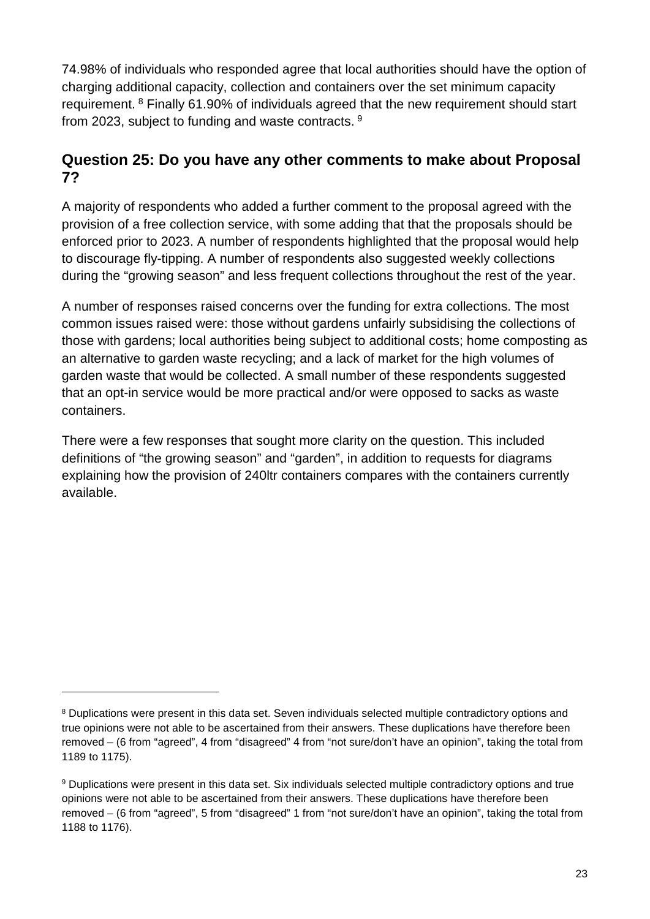74.98% of individuals who responded agree that local authorities should have the option of charging additional capacity, collection and containers over the set minimum capacity requirement. [8] Finally 61.90% of individuals agreed that the new requirement should start from 2023, subject to funding and waste contracts. [9]

## Question 25: Do you have any other comments to make about Proposal 7?

A majority of respondents who added a further comment to the proposal agreed with the provision of a free collection service, with some adding that that the proposals should be enforced prior to 2023. A number of respondents highlighted that the proposal would help to discourage fly-tipping. A number of respondents also suggested weekly collections during the "growing season" and less frequent collections throughout the rest of the year.

A number of responses raised concerns over the funding for extra collections. The most common issues raised were: those without gardens unfairly subsidising the collections of those with gardens; local authorities being subject to additional costs; home composting as an alternative to garden waste recycling; and a lack of market for the high volumes of garden waste that would be collected. A small number of these respondents suggested that an opt-in service would be more practical and/or were opposed to sacks as waste containers.

There were a few responses that sought more clarity on the question. This included definitions of "the growing season" and "garden", in addition to requests for diagrams explaining how the provision of 240ltr containers compares with the containers currently available.

---

[8] Duplications were present in this data set. Seven individuals selected multiple contradictory options and true opinions were not able to be ascertained from their answers. These duplications have therefore been removed – (6 from "agreed", 4 from "disagreed" 4 from "not sure/don't have an opinion", taking the total from 1189 to 1175).

[9] Duplications were present in this data set. Six individuals selected multiple contradictory options and true opinions were not able to be ascertained from their answers. These duplications have therefore been removed – (6 from "agreed", 5 from "disagreed" 1 from "not sure/don't have an opinion", taking the total from 1188 to 1176).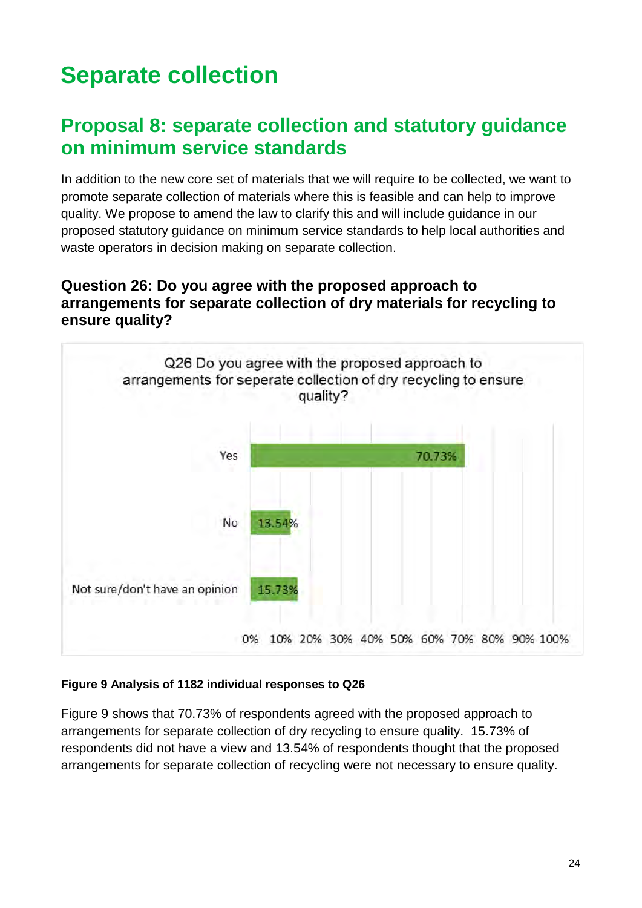# Separate collection

## Proposal 8: separate collection and statutory guidance on minimum service standards

In addition to the new core set of materials that we will require to be collected, we want to promote separate collection of materials where this is feasible and can help to improve quality. We propose to amend the law to clarify this and will include guidance in our proposed statutory guidance on minimum service standards to help local authorities and waste operators in decision making on separate collection.

### Question 26: Do you agree with the proposed approach to arrangements for separate collection of dry materials for recycling to ensure quality?

Q26 Do you agree with the proposed approach to arrangements for seperate collection of dry recycling to ensure quality?

| Response | Percentage |
|---|---|
| Yes | 70.73% |
| No | 13.54% |
| Not sure/don't have an opinion | 15.73% |

**Figure 9 Analysis of 1182 individual responses to Q26**

Figure 9 shows that 70.73% of respondents agreed with the proposed approach to arrangements for separate collection of dry recycling to ensure quality. 15.73% of respondents did not have a view and 13.54% of respondents thought that the proposed arrangements for separate collection of recycling were not necessary to ensure quality.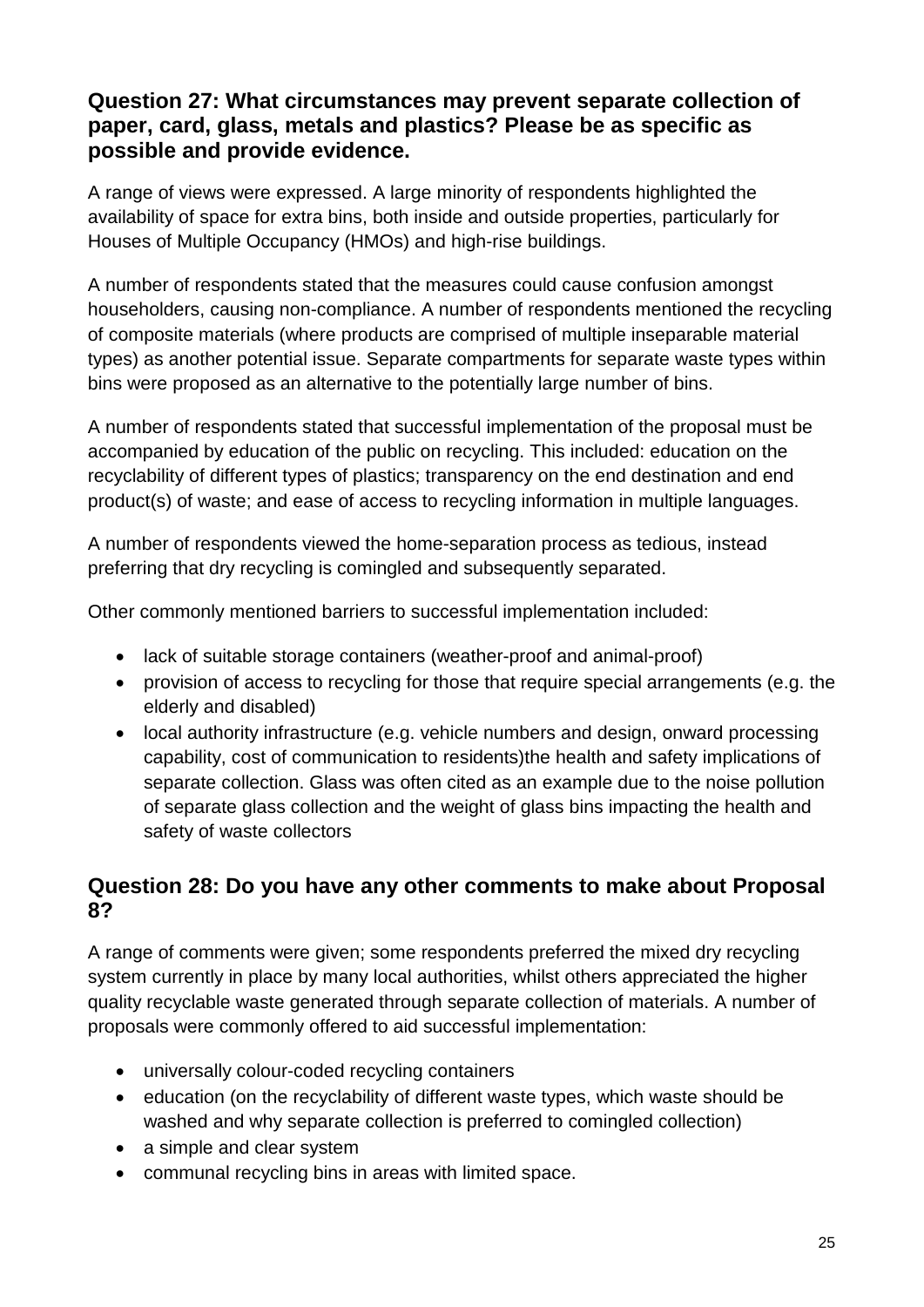## Question 27: What circumstances may prevent separate collection of paper, card, glass, metals and plastics? Please be as specific as possible and provide evidence.

A range of views were expressed. A large minority of respondents highlighted the availability of space for extra bins, both inside and outside properties, particularly for Houses of Multiple Occupancy (HMOs) and high-rise buildings.

A number of respondents stated that the measures could cause confusion amongst householders, causing non-compliance. A number of respondents mentioned the recycling of composite materials (where products are comprised of multiple inseparable material types) as another potential issue. Separate compartments for separate waste types within bins were proposed as an alternative to the potentially large number of bins.

A number of respondents stated that successful implementation of the proposal must be accompanied by education of the public on recycling. This included: education on the recyclability of different types of plastics; transparency on the end destination and end product(s) of waste; and ease of access to recycling information in multiple languages.

A number of respondents viewed the home-separation process as tedious, instead preferring that dry recycling is comingled and subsequently separated.

Other commonly mentioned barriers to successful implementation included:

- lack of suitable storage containers (weather-proof and animal-proof)
- provision of access to recycling for those that require special arrangements (e.g. the elderly and disabled)
- local authority infrastructure (e.g. vehicle numbers and design, onward processing capability, cost of communication to residents)the health and safety implications of separate collection. Glass was often cited as an example due to the noise pollution of separate glass collection and the weight of glass bins impacting the health and safety of waste collectors

## Question 28: Do you have any other comments to make about Proposal 8?

A range of comments were given; some respondents preferred the mixed dry recycling system currently in place by many local authorities, whilst others appreciated the higher quality recyclable waste generated through separate collection of materials. A number of proposals were commonly offered to aid successful implementation:

- universally colour-coded recycling containers
- education (on the recyclability of different waste types, which waste should be washed and why separate collection is preferred to comingled collection)
- a simple and clear system
- communal recycling bins in areas with limited space.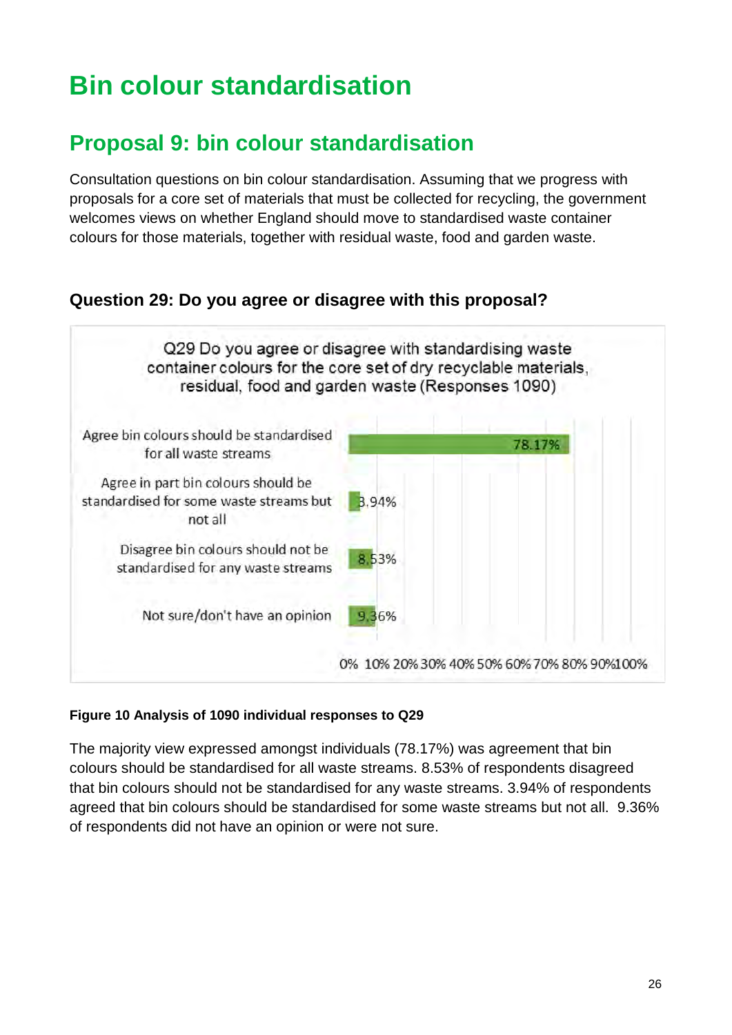# Bin colour standardisation

## Proposal 9: bin colour standardisation

Consultation questions on bin colour standardisation. Assuming that we progress with proposals for a core set of materials that must be collected for recycling, the government welcomes views on whether England should move to standardised waste container colours for those materials, together with residual waste, food and garden waste.

### Question 29: Do you agree or disagree with this proposal?

Q29 Do you agree or disagree with standardising waste container colours for the core set of dry recyclable materials, residual, food and garden waste (Responses 1090)

| Response | Percentage |
|---|---|
| Agree bin colours should be standardised for all waste streams | 78.17% |
| Agree in part bin colours should be standardised for some waste streams but not all | 3.94% |
| Disagree bin colours should not be standardised for any waste streams | 8.53% |
| Not sure/don't have an opinion | 9.36% |

**Figure 10 Analysis of 1090 individual responses to Q29**

The majority view expressed amongst individuals (78.17%) was agreement that bin colours should be standardised for all waste streams. 8.53% of respondents disagreed that bin colours should not be standardised for any waste streams. 3.94% of respondents agreed that bin colours should be standardised for some waste streams but not all. 9.36% of respondents did not have an opinion or were not sure.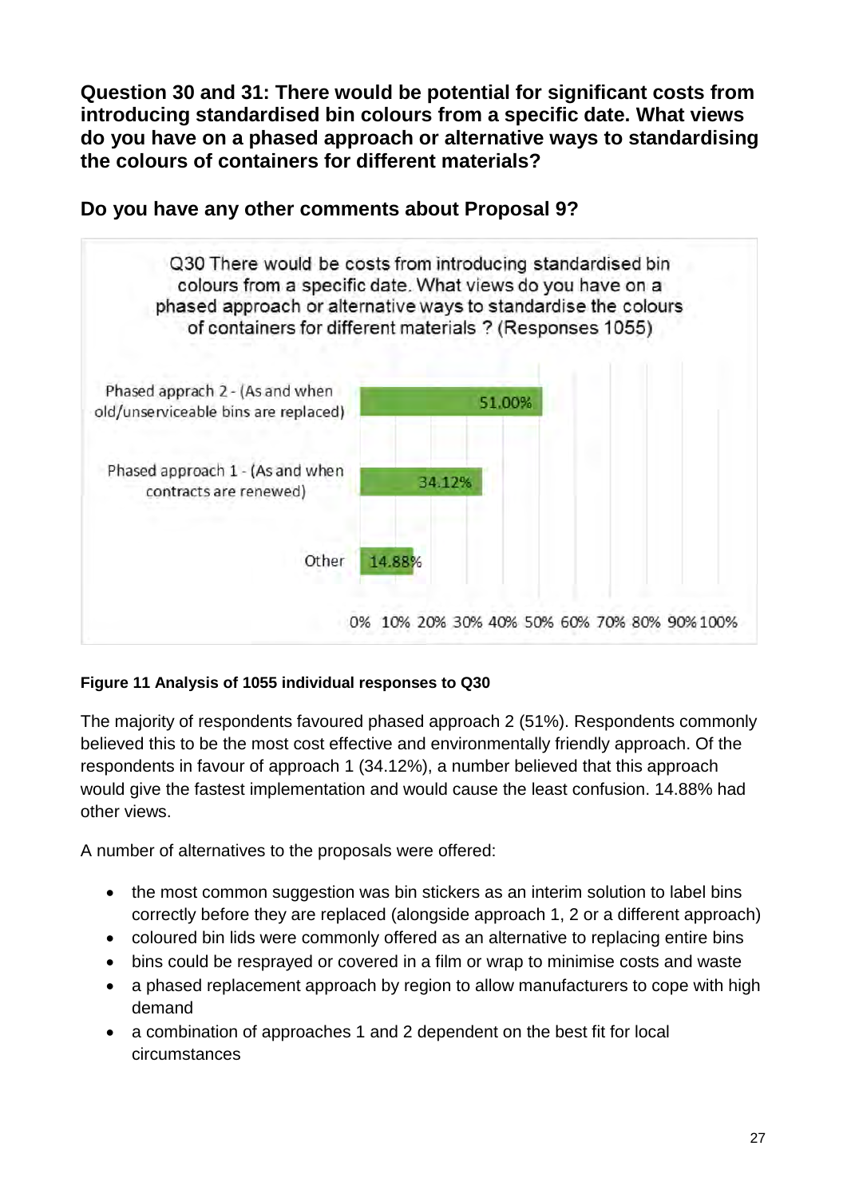**Question 30 and 31: There would be potential for significant costs from introducing standardised bin colours from a specific date. What views do you have on a phased approach or alternative ways to standardising the colours of containers for different materials?**

**Do you have any other comments about Proposal 9?**

Q30 There would be costs from introducing standardised bin colours from a specific date. What views do you have on a phased approach or alternative ways to standardise the colours of containers for different materials ? (Responses 1055)

| Response | Percentage |
| --- | --- |
| Phased apprach 2 - (As and when old/unserviceable bins are replaced) | 51.00% |
| Phased approach 1 - (As and when contracts are renewed) | 34.12% |
| Other | 14.88% |

**Figure 11 Analysis of 1055 individual responses to Q30**

The majority of respondents favoured phased approach 2 (51%). Respondents commonly believed this to be the most cost effective and environmentally friendly approach. Of the respondents in favour of approach 1 (34.12%), a number believed that this approach would give the fastest implementation and would cause the least confusion. 14.88% had other views.

A number of alternatives to the proposals were offered:

- the most common suggestion was bin stickers as an interim solution to label bins correctly before they are replaced (alongside approach 1, 2 or a different approach)
- coloured bin lids were commonly offered as an alternative to replacing entire bins
- bins could be resprayed or covered in a film or wrap to minimise costs and waste
- a phased replacement approach by region to allow manufacturers to cope with high demand
- a combination of approaches 1 and 2 dependent on the best fit for local circumstances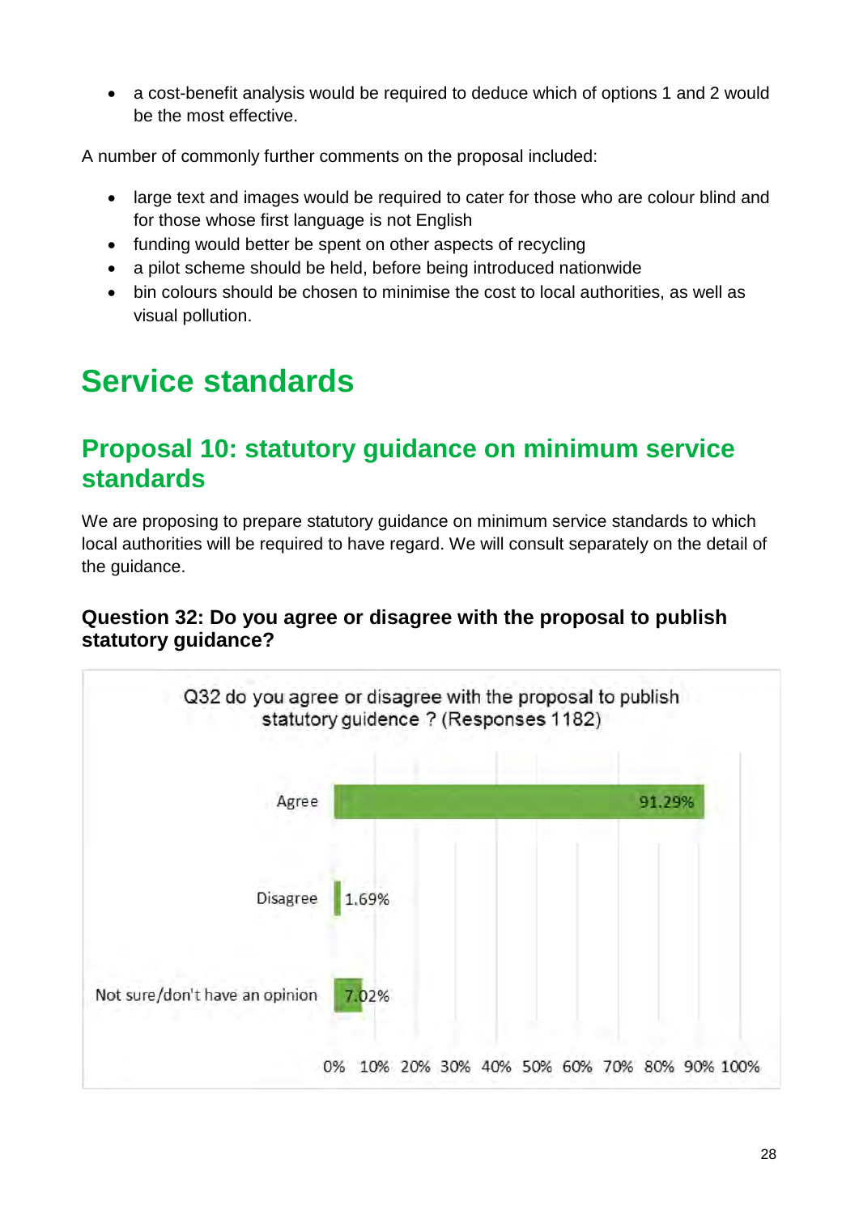- a cost-benefit analysis would be required to deduce which of options 1 and 2 would be the most effective.

A number of commonly further comments on the proposal included:

- large text and images would be required to cater for those who are colour blind and for those whose first language is not English
- funding would better be spent on other aspects of recycling
- a pilot scheme should be held, before being introduced nationwide
- bin colours should be chosen to minimise the cost to local authorities, as well as visual pollution.

# Service standards

## Proposal 10: statutory guidance on minimum service standards

We are proposing to prepare statutory guidance on minimum service standards to which local authorities will be required to have regard. We will consult separately on the detail of the guidance.

### Question 32: Do you agree or disagree with the proposal to publish statutory guidance?

Q32 do you agree or disagree with the proposal to publish statutory guidence ? (Responses 1182)

| Response | Percentage |
| --- | --- |
| Agree | 91.29% |
| Disagree | 1.69% |
| Not sure/don't have an opinion | 7.02% |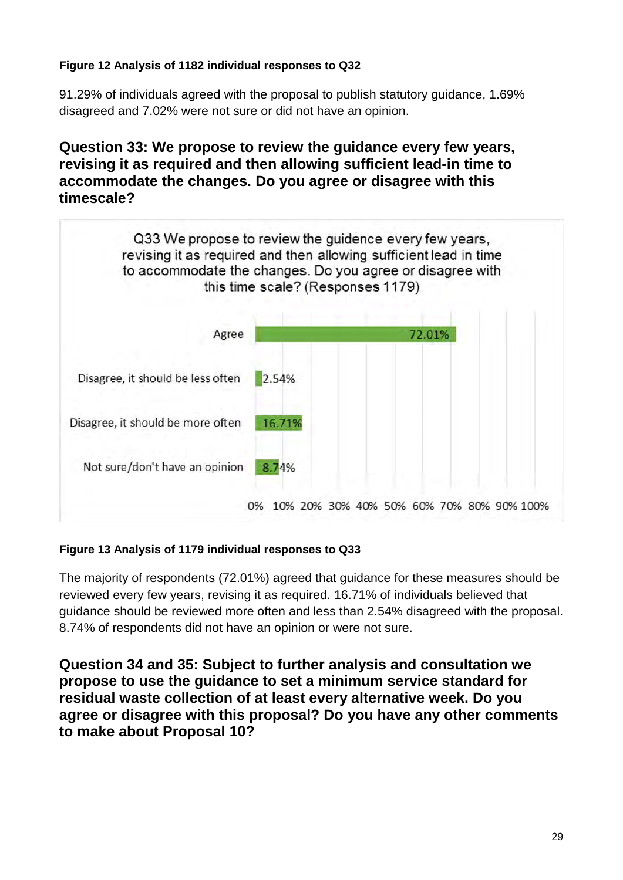**Figure 12 Analysis of 1182 individual responses to Q32**

91.29% of individuals agreed with the proposal to publish statutory guidance, 1.69% disagreed and 7.02% were not sure or did not have an opinion.

## Question 33: We propose to review the guidance every few years, revising it as required and then allowing sufficient lead-in time to accommodate the changes. Do you agree or disagree with this timescale?

Q33 We propose to review the guidence every few years, revising it as required and then allowing sufficient lead in time to accommodate the changes. Do you agree or disagree with this time scale? (Responses 1179)

| Response | Percentage |
| --- | --- |
| Agree | 72.01% |
| Disagree, it should be less often | 2.54% |
| Disagree, it should be more often | 16.71% |
| Not sure/don't have an opinion | 8.74% |

**Figure 13 Analysis of 1179 individual responses to Q33**

The majority of respondents (72.01%) agreed that guidance for these measures should be reviewed every few years, revising it as required. 16.71% of individuals believed that guidance should be reviewed more often and less than 2.54% disagreed with the proposal. 8.74% of respondents did not have an opinion or were not sure.

## Question 34 and 35: Subject to further analysis and consultation we propose to use the guidance to set a minimum service standard for residual waste collection of at least every alternative week. Do you agree or disagree with this proposal? Do you have any other comments to make about Proposal 10?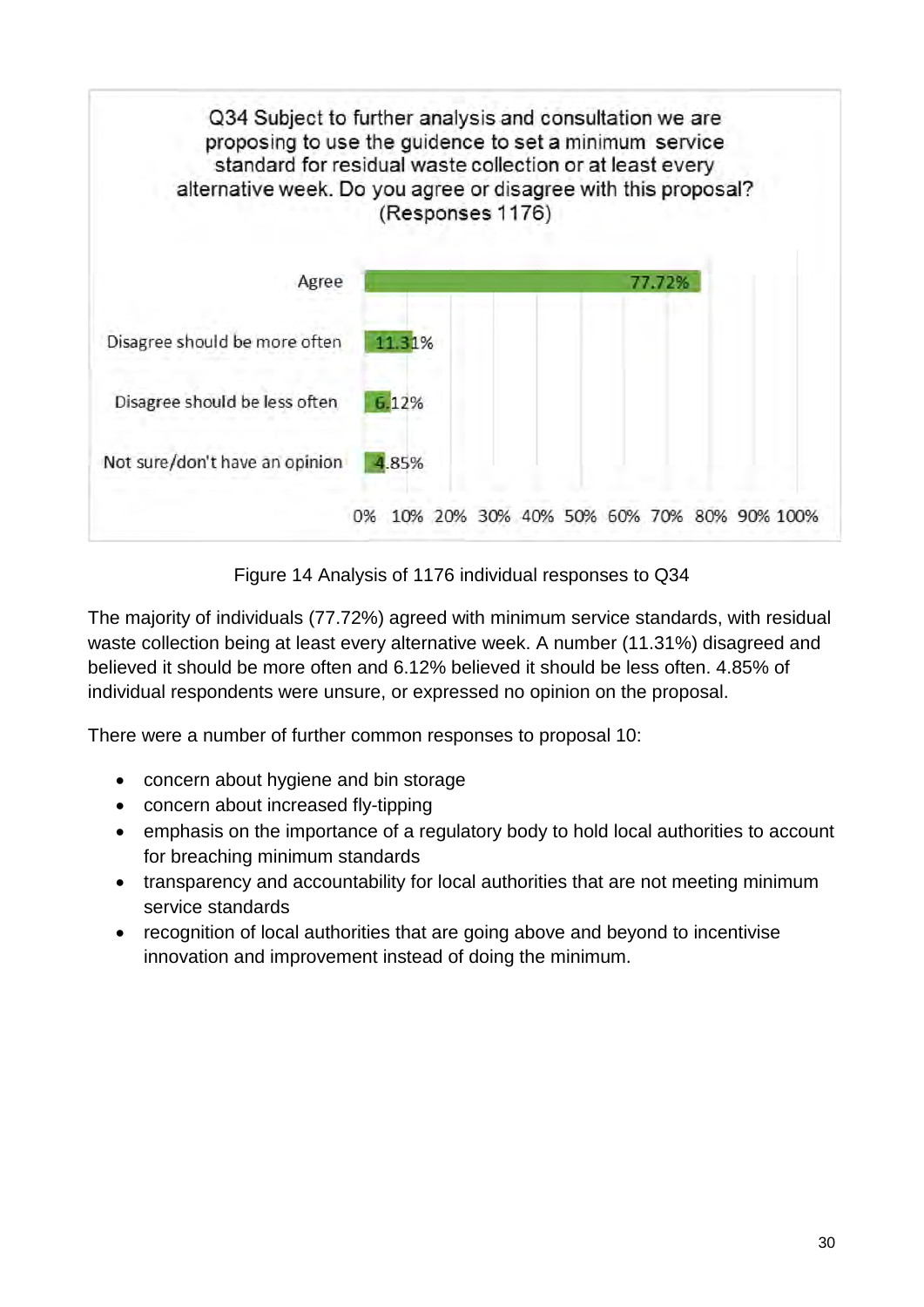Q34 Subject to further analysis and consultation we are proposing to use the guidence to set a minimum service standard for residual waste collection or at least every alternative week. Do you agree or disagree with this proposal? (Responses 1176)

| Response | Percentage |
| --- | --- |
| Agree | 77.72% |
| Disagree should be more often | 11.31% |
| Disagree should be less often | 6.12% |
| Not sure/don't have an opinion | 4.85% |

Figure 14 Analysis of 1176 individual responses to Q34

The majority of individuals (77.72%) agreed with minimum service standards, with residual waste collection being at least every alternative week. A number (11.31%) disagreed and believed it should be more often and 6.12% believed it should be less often. 4.85% of individual respondents were unsure, or expressed no opinion on the proposal.

There were a number of further common responses to proposal 10:

- concern about hygiene and bin storage
- concern about increased fly-tipping
- emphasis on the importance of a regulatory body to hold local authorities to account for breaching minimum standards
- transparency and accountability for local authorities that are not meeting minimum service standards
- recognition of local authorities that are going above and beyond to incentivise innovation and improvement instead of doing the minimum.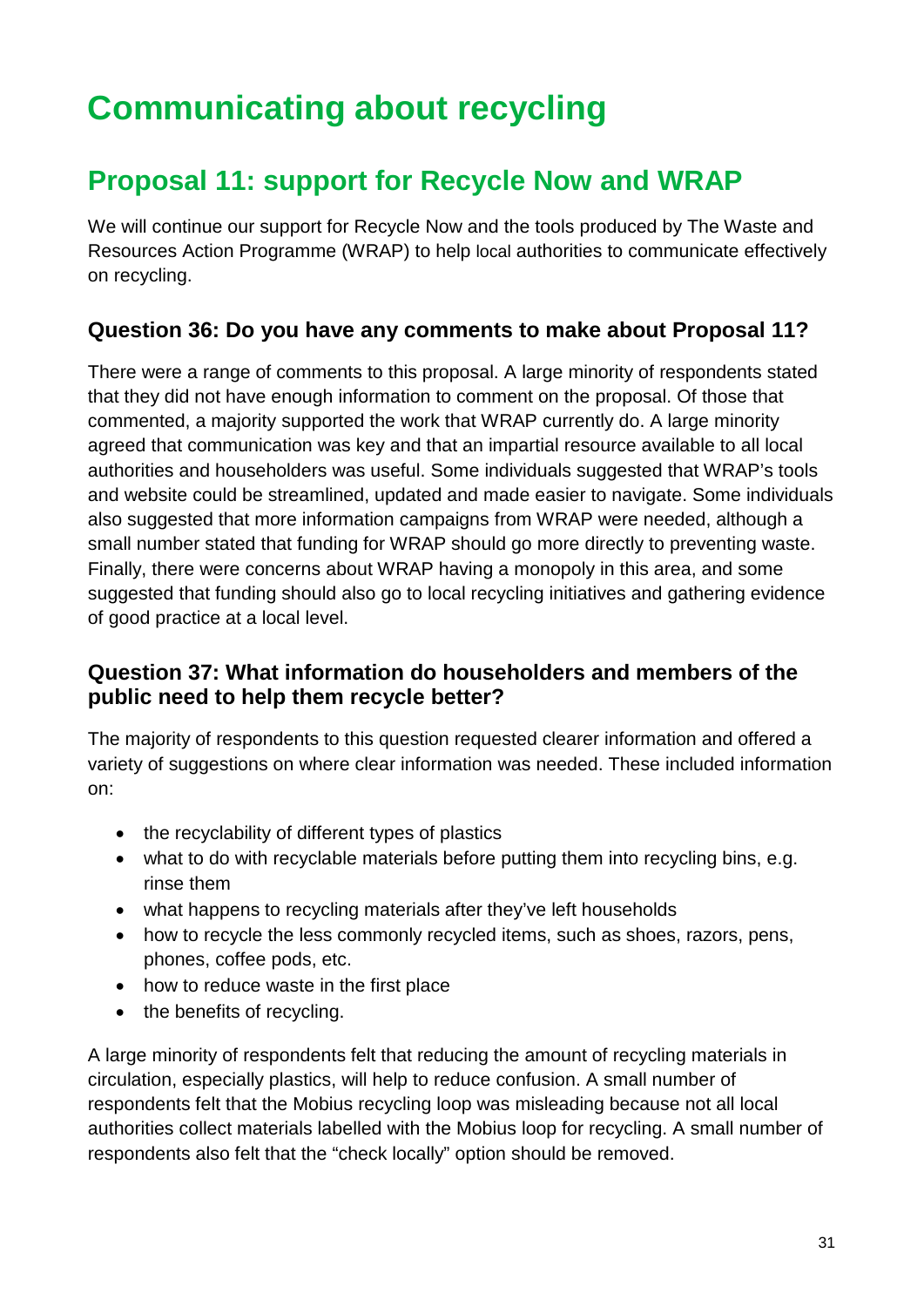# Communicating about recycling

## Proposal 11: support for Recycle Now and WRAP

We will continue our support for Recycle Now and the tools produced by The Waste and Resources Action Programme (WRAP) to help local authorities to communicate effectively on recycling.

### Question 36: Do you have any comments to make about Proposal 11?

There were a range of comments to this proposal. A large minority of respondents stated that they did not have enough information to comment on the proposal. Of those that commented, a majority supported the work that WRAP currently do. A large minority agreed that communication was key and that an impartial resource available to all local authorities and householders was useful. Some individuals suggested that WRAP's tools and website could be streamlined, updated and made easier to navigate. Some individuals also suggested that more information campaigns from WRAP were needed, although a small number stated that funding for WRAP should go more directly to preventing waste. Finally, there were concerns about WRAP having a monopoly in this area, and some suggested that funding should also go to local recycling initiatives and gathering evidence of good practice at a local level.

### Question 37: What information do householders and members of the public need to help them recycle better?

The majority of respondents to this question requested clearer information and offered a variety of suggestions on where clear information was needed. These included information on:

- the recyclability of different types of plastics
- what to do with recyclable materials before putting them into recycling bins, e.g. rinse them
- what happens to recycling materials after they've left households
- how to recycle the less commonly recycled items, such as shoes, razors, pens, phones, coffee pods, etc.
- how to reduce waste in the first place
- the benefits of recycling.

A large minority of respondents felt that reducing the amount of recycling materials in circulation, especially plastics, will help to reduce confusion. A small number of respondents felt that the Mobius recycling loop was misleading because not all local authorities collect materials labelled with the Mobius loop for recycling. A small number of respondents also felt that the "check locally" option should be removed.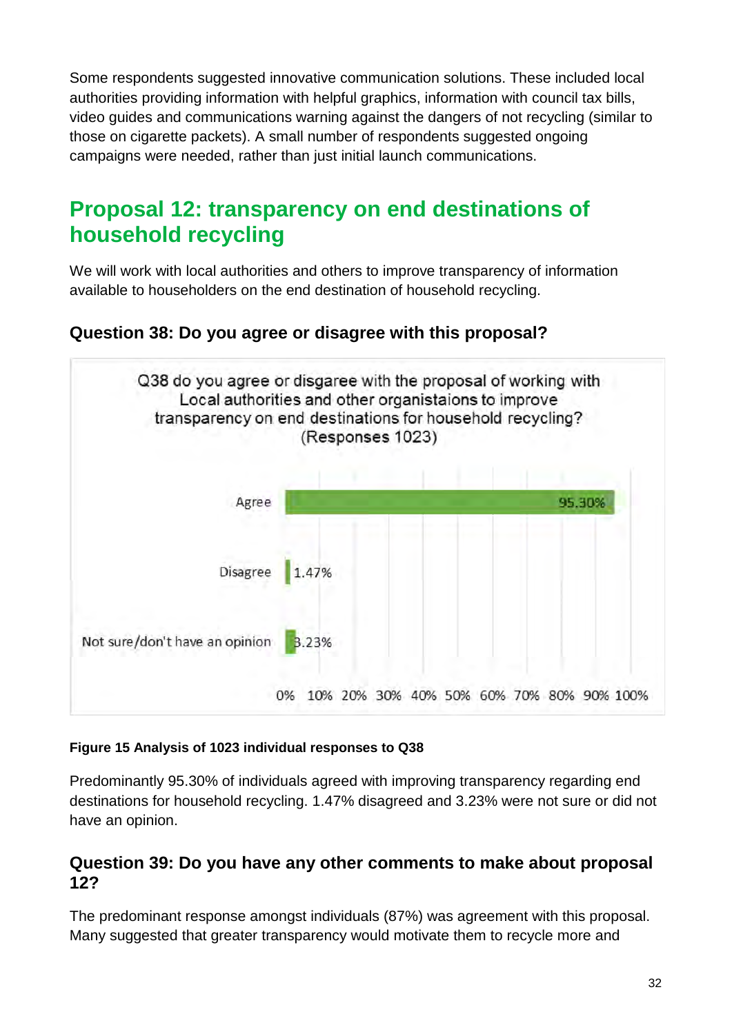Some respondents suggested innovative communication solutions. These included local authorities providing information with helpful graphics, information with council tax bills, video guides and communications warning against the dangers of not recycling (similar to those on cigarette packets). A small number of respondents suggested ongoing campaigns were needed, rather than just initial launch communications.

## Proposal 12: transparency on end destinations of household recycling

We will work with local authorities and others to improve transparency of information available to householders on the end destination of household recycling.

### Question 38: Do you agree or disagree with this proposal?

Q38 do you agree or disagree with the proposal of working with Local authorities and other organistaions to improve transparency on end destinations for household recycling? (Responses 1023)

| Response | Percentage |
|---|---|
| Agree | 95.30% |
| Disagree | 1.47% |
| Not sure/don't have an opinion | 3.23% |

**Figure 15 Analysis of 1023 individual responses to Q38**

Predominantly 95.30% of individuals agreed with improving transparency regarding end destinations for household recycling. 1.47% disagreed and 3.23% were not sure or did not have an opinion.

### Question 39: Do you have any other comments to make about proposal 12?

The predominant response amongst individuals (87%) was agreement with this proposal. Many suggested that greater transparency would motivate them to recycle more and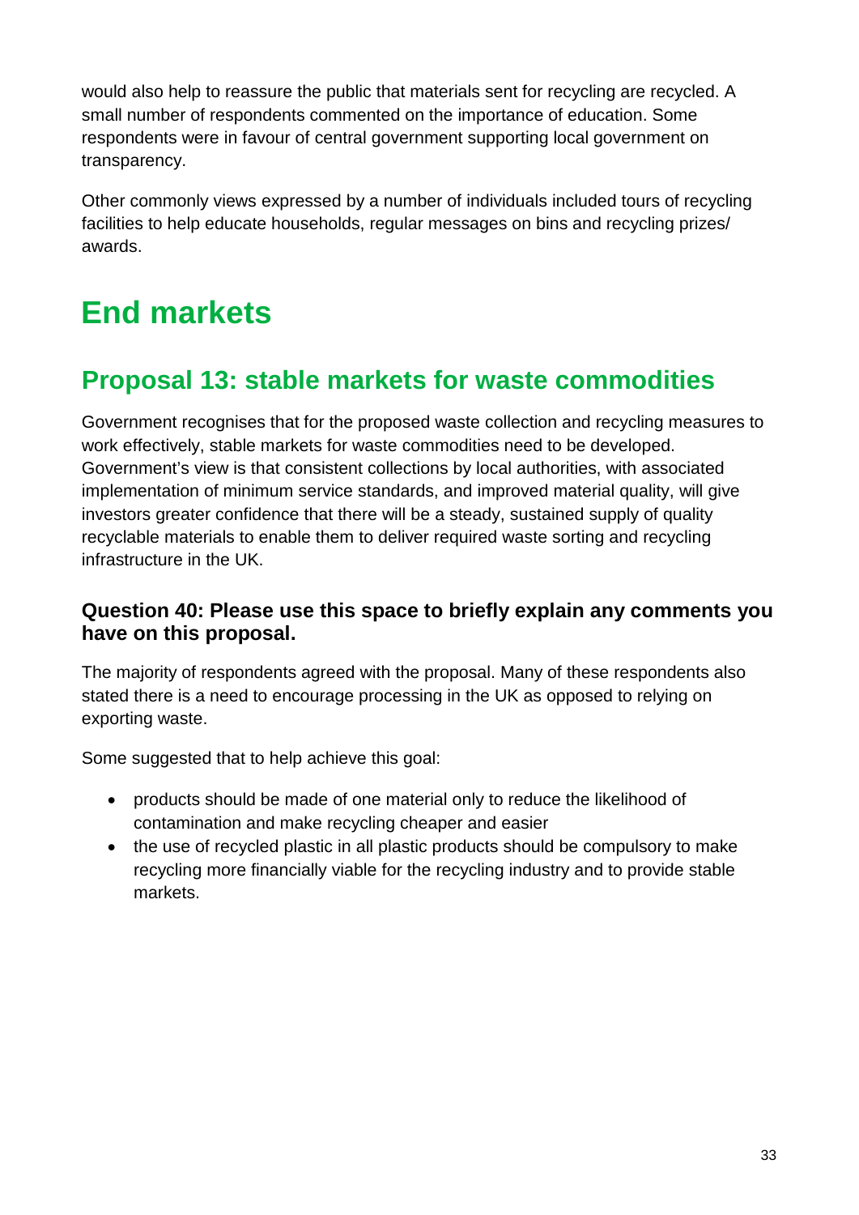would also help to reassure the public that materials sent for recycling are recycled. A small number of respondents commented on the importance of education. Some respondents were in favour of central government supporting local government on transparency.

Other commonly views expressed by a number of individuals included tours of recycling facilities to help educate households, regular messages on bins and recycling prizes/ awards.

# End markets

## Proposal 13: stable markets for waste commodities

Government recognises that for the proposed waste collection and recycling measures to work effectively, stable markets for waste commodities need to be developed. Government's view is that consistent collections by local authorities, with associated implementation of minimum service standards, and improved material quality, will give investors greater confidence that there will be a steady, sustained supply of quality recyclable materials to enable them to deliver required waste sorting and recycling infrastructure in the UK.

### Question 40: Please use this space to briefly explain any comments you have on this proposal.

The majority of respondents agreed with the proposal. Many of these respondents also stated there is a need to encourage processing in the UK as opposed to relying on exporting waste.

Some suggested that to help achieve this goal:

- products should be made of one material only to reduce the likelihood of contamination and make recycling cheaper and easier
- the use of recycled plastic in all plastic products should be compulsory to make recycling more financially viable for the recycling industry and to provide stable markets.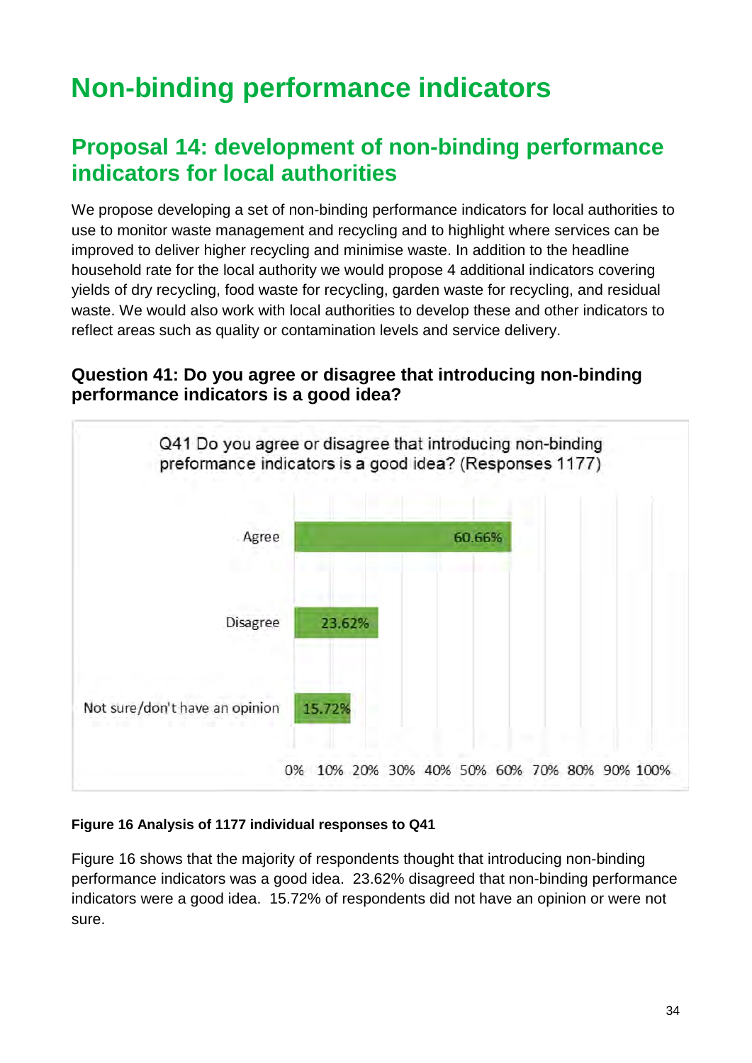# Non-binding performance indicators

## Proposal 14: development of non-binding performance indicators for local authorities

We propose developing a set of non-binding performance indicators for local authorities to use to monitor waste management and recycling and to highlight where services can be improved to deliver higher recycling and minimise waste. In addition to the headline household rate for the local authority we would propose 4 additional indicators covering yields of dry recycling, food waste for recycling, garden waste for recycling, and residual waste. We would also work with local authorities to develop these and other indicators to reflect areas such as quality or contamination levels and service delivery.

### Question 41: Do you agree or disagree that introducing non-binding performance indicators is a good idea?

Q41 Do you agree or disagree that introducing non-binding preformance indicators is a good idea? (Responses 1177)

| Response | Percentage |
|---|---|
| Agree | 60.66% |
| Disagree | 23.62% |
| Not sure/don't have an opinion | 15.72% |

**Figure 16 Analysis of 1177 individual responses to Q41**

Figure 16 shows that the majority of respondents thought that introducing non-binding performance indicators was a good idea. 23.62% disagreed that non-binding performance indicators were a good idea. 15.72% of respondents did not have an opinion or were not sure.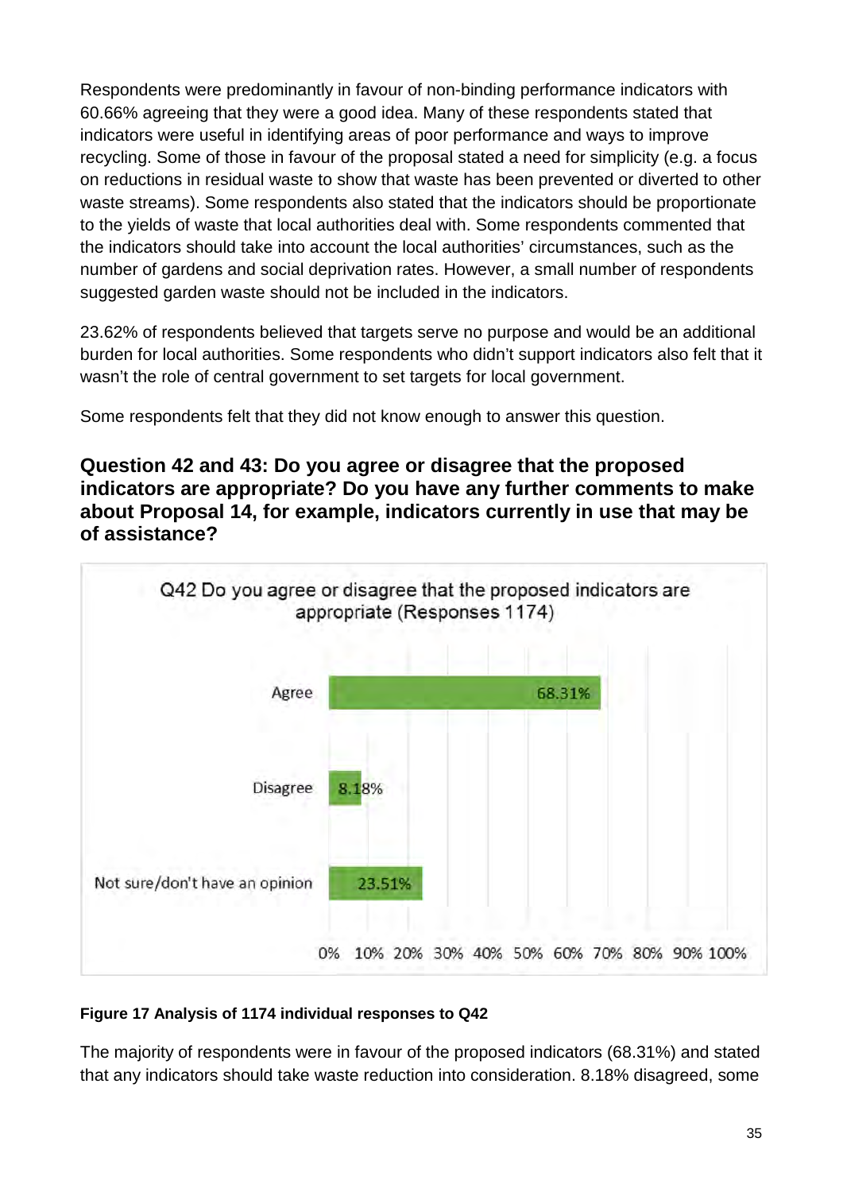Respondents were predominantly in favour of non-binding performance indicators with 60.66% agreeing that they were a good idea. Many of these respondents stated that indicators were useful in identifying areas of poor performance and ways to improve recycling. Some of those in favour of the proposal stated a need for simplicity (e.g. a focus on reductions in residual waste to show that waste has been prevented or diverted to other waste streams). Some respondents also stated that the indicators should be proportionate to the yields of waste that local authorities deal with. Some respondents commented that the indicators should take into account the local authorities' circumstances, such as the number of gardens and social deprivation rates. However, a small number of respondents suggested garden waste should not be included in the indicators.

23.62% of respondents believed that targets serve no purpose and would be an additional burden for local authorities. Some respondents who didn't support indicators also felt that it wasn't the role of central government to set targets for local government.

Some respondents felt that they did not know enough to answer this question.

## Question 42 and 43: Do you agree or disagree that the proposed indicators are appropriate? Do you have any further comments to make about Proposal 14, for example, indicators currently in use that may be of assistance?

Q42 Do you agree or disagree that the proposed indicators are appropriate (Responses 1174)

| Response | Percentage |
|---|---|
| Agree | 68.31% |
| Disagree | 8.18% |
| Not sure/don't have an opinion | 23.51% |

**Figure 17 Analysis of 1174 individual responses to Q42**

The majority of respondents were in favour of the proposed indicators (68.31%) and stated that any indicators should take waste reduction into consideration. 8.18% disagreed, some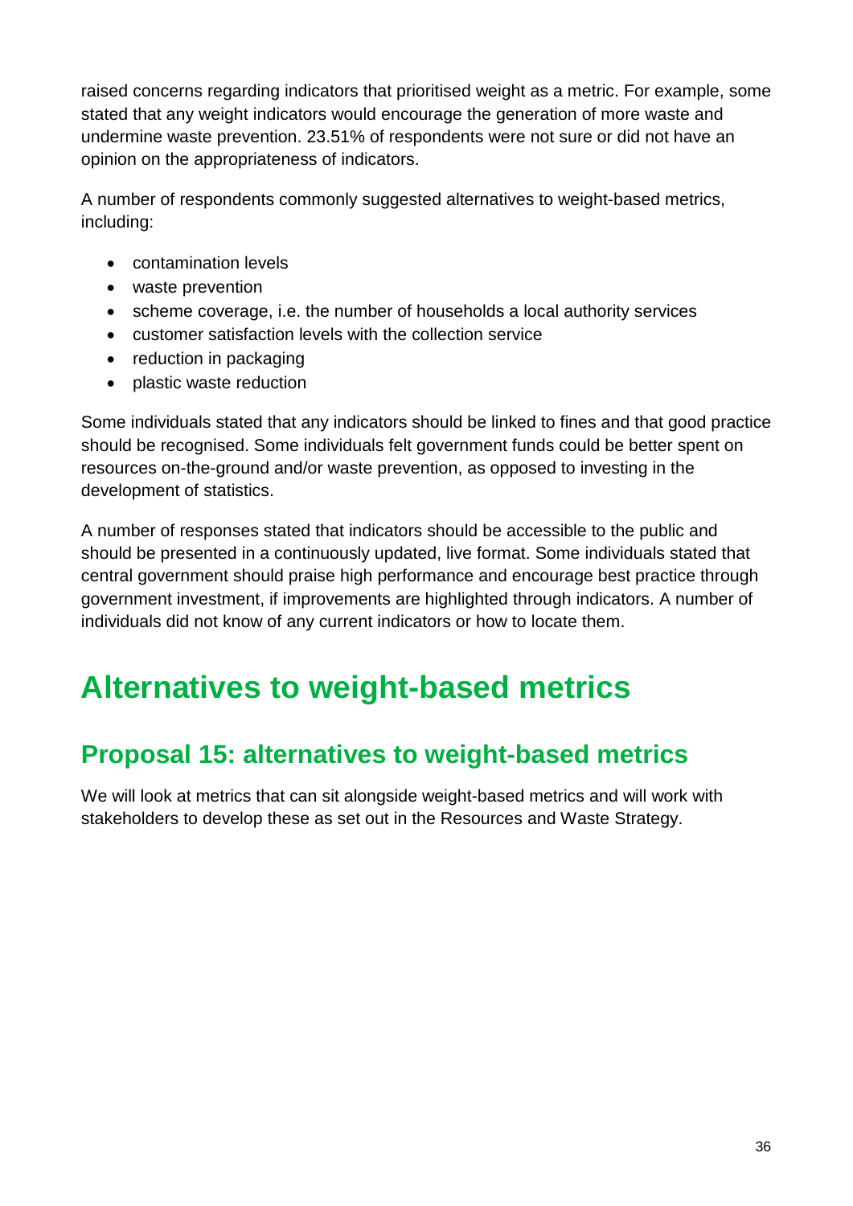raised concerns regarding indicators that prioritised weight as a metric. For example, some stated that any weight indicators would encourage the generation of more waste and undermine waste prevention. 23.51% of respondents were not sure or did not have an opinion on the appropriateness of indicators.

A number of respondents commonly suggested alternatives to weight-based metrics, including:

- contamination levels
- waste prevention
- scheme coverage, i.e. the number of households a local authority services
- customer satisfaction levels with the collection service
- reduction in packaging
- plastic waste reduction

Some individuals stated that any indicators should be linked to fines and that good practice should be recognised. Some individuals felt government funds could be better spent on resources on-the-ground and/or waste prevention, as opposed to investing in the development of statistics.

A number of responses stated that indicators should be accessible to the public and should be presented in a continuously updated, live format. Some individuals stated that central government should praise high performance and encourage best practice through government investment, if improvements are highlighted through indicators. A number of individuals did not know of any current indicators or how to locate them.

# Alternatives to weight-based metrics

## Proposal 15: alternatives to weight-based metrics

We will look at metrics that can sit alongside weight-based metrics and will work with stakeholders to develop these as set out in the Resources and Waste Strategy.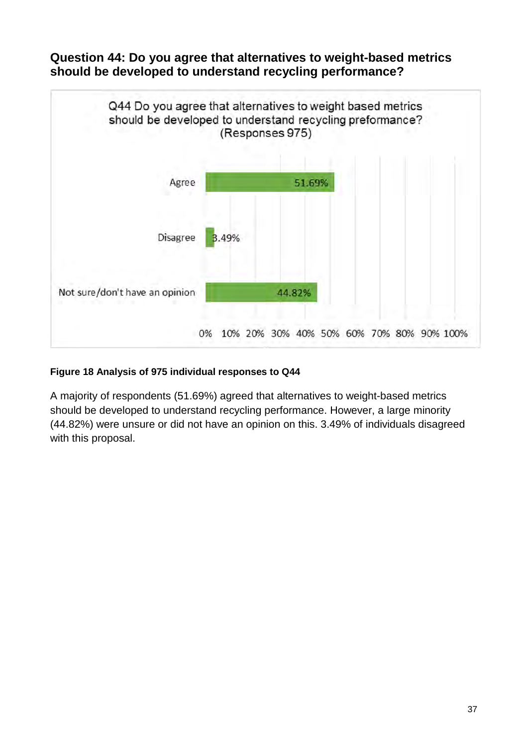## Question 44: Do you agree that alternatives to weight-based metrics should be developed to understand recycling performance?

Q44 Do you agree that alternatives to weight based metrics should be developed to understand recycling preformance? (Responses 975)

| Response | Percentage |
| --- | --- |
| Agree | 51.69% |
| Disagree | 3.49% |
| Not sure/don't have an opinion | 44.82% |

**Figure 18 Analysis of 975 individual responses to Q44**

A majority of respondents (51.69%) agreed that alternatives to weight-based metrics should be developed to understand recycling performance. However, a large minority (44.82%) were unsure or did not have an opinion on this. 3.49% of individuals disagreed with this proposal.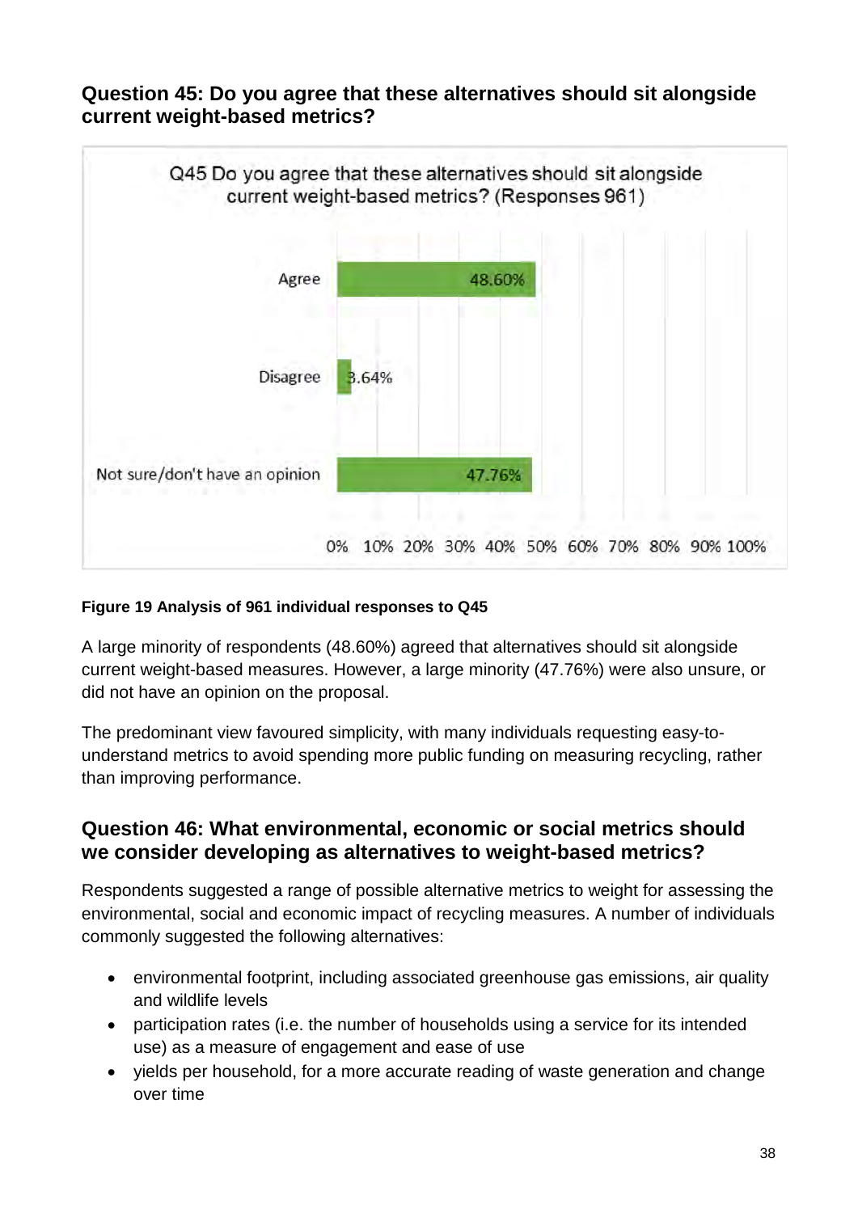## Question 45: Do you agree that these alternatives should sit alongside current weight-based metrics?

Q45 Do you agree that these alternatives should sit alongside current weight-based metrics? (Responses 961)

| Response | Percentage |
| --- | --- |
| Agree | 48.60% |
| Disagree | 3.64% |
| Not sure/don't have an opinion | 47.76% |

**Figure 19 Analysis of 961 individual responses to Q45**

A large minority of respondents (48.60%) agreed that alternatives should sit alongside current weight-based measures. However, a large minority (47.76%) were also unsure, or did not have an opinion on the proposal.

The predominant view favoured simplicity, with many individuals requesting easy-to-understand metrics to avoid spending more public funding on measuring recycling, rather than improving performance.

## Question 46: What environmental, economic or social metrics should we consider developing as alternatives to weight-based metrics?

Respondents suggested a range of possible alternative metrics to weight for assessing the environmental, social and economic impact of recycling measures. A number of individuals commonly suggested the following alternatives:

- environmental footprint, including associated greenhouse gas emissions, air quality and wildlife levels
- participation rates (i.e. the number of households using a service for its intended use) as a measure of engagement and ease of use
- yields per household, for a more accurate reading of waste generation and change over time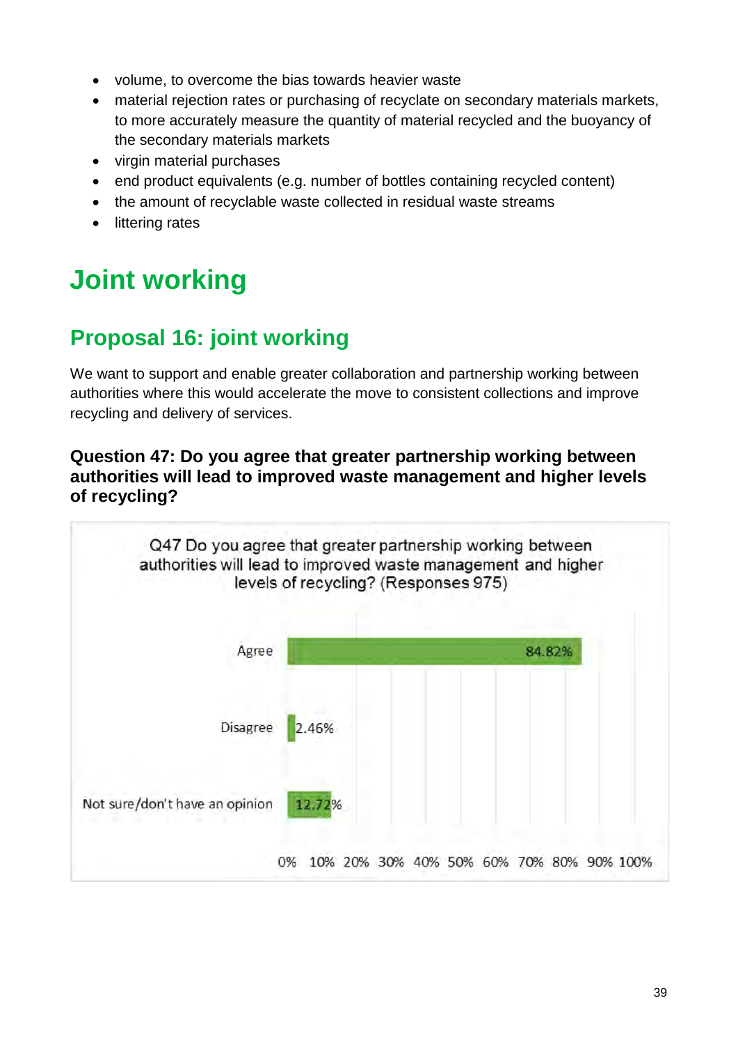- volume, to overcome the bias towards heavier waste
- material rejection rates or purchasing of recyclate on secondary materials markets, to more accurately measure the quantity of material recycled and the buoyancy of the secondary materials markets
- virgin material purchases
- end product equivalents (e.g. number of bottles containing recycled content)
- the amount of recyclable waste collected in residual waste streams
- littering rates

# Joint working

## Proposal 16: joint working

We want to support and enable greater collaboration and partnership working between authorities where this would accelerate the move to consistent collections and improve recycling and delivery of services.

### Question 47: Do you agree that greater partnership working between authorities will lead to improved waste management and higher levels of recycling?

Q47 Do you agree that greater partnership working between authorities will lead to improved waste management and higher levels of recycling? (Responses 975)

| Response | Percentage |
| --- | --- |
| Agree | 84.82% |
| Disagree | 2.46% |
| Not sure/don't have an opinion | 12.72% |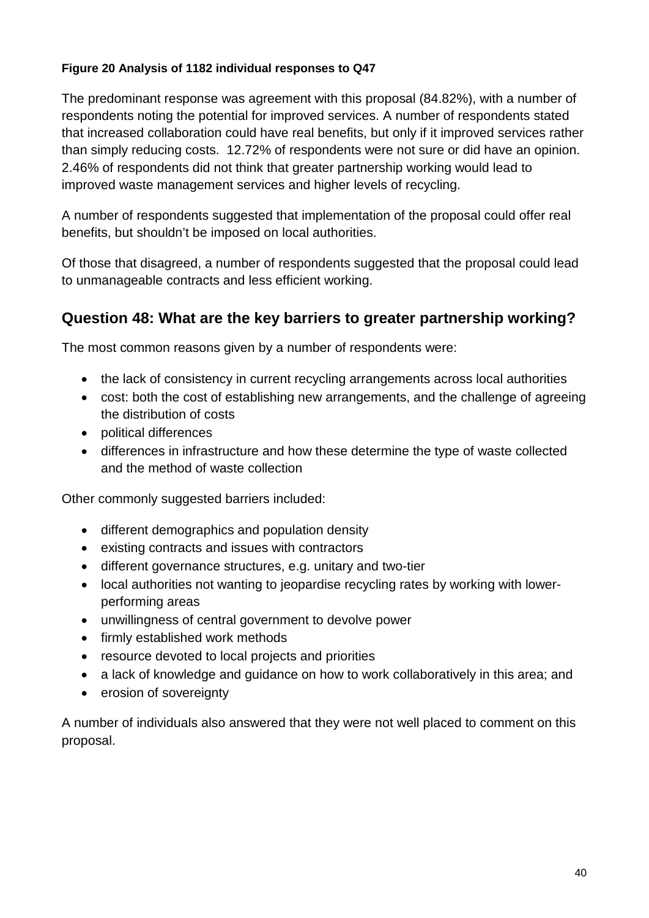**Figure 20 Analysis of 1182 individual responses to Q47**

The predominant response was agreement with this proposal (84.82%), with a number of respondents noting the potential for improved services. A number of respondents stated that increased collaboration could have real benefits, but only if it improved services rather than simply reducing costs. 12.72% of respondents were not sure or did have an opinion. 2.46% of respondents did not think that greater partnership working would lead to improved waste management services and higher levels of recycling.

A number of respondents suggested that implementation of the proposal could offer real benefits, but shouldn't be imposed on local authorities.

Of those that disagreed, a number of respondents suggested that the proposal could lead to unmanageable contracts and less efficient working.

## Question 48: What are the key barriers to greater partnership working?

The most common reasons given by a number of respondents were:

- the lack of consistency in current recycling arrangements across local authorities
- cost: both the cost of establishing new arrangements, and the challenge of agreeing the distribution of costs
- political differences
- differences in infrastructure and how these determine the type of waste collected and the method of waste collection

Other commonly suggested barriers included:

- different demographics and population density
- existing contracts and issues with contractors
- different governance structures, e.g. unitary and two-tier
- local authorities not wanting to jeopardise recycling rates by working with lower-performing areas
- unwillingness of central government to devolve power
- firmly established work methods
- resource devoted to local projects and priorities
- a lack of knowledge and guidance on how to work collaboratively in this area; and
- erosion of sovereignty

A number of individuals also answered that they were not well placed to comment on this proposal.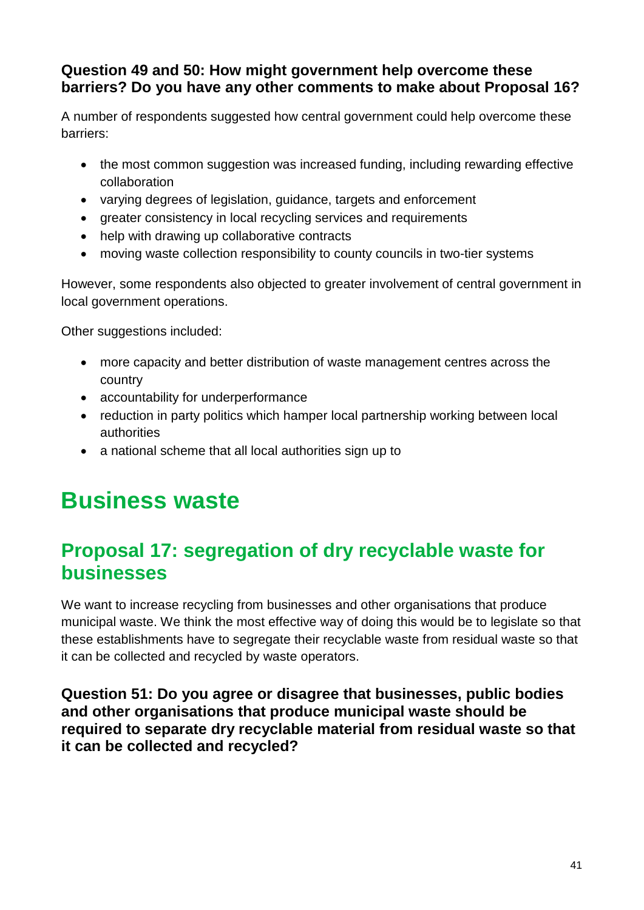### Question 49 and 50: How might government help overcome these barriers? Do you have any other comments to make about Proposal 16?

A number of respondents suggested how central government could help overcome these barriers:

- the most common suggestion was increased funding, including rewarding effective collaboration
- varying degrees of legislation, guidance, targets and enforcement
- greater consistency in local recycling services and requirements
- help with drawing up collaborative contracts
- moving waste collection responsibility to county councils in two-tier systems

However, some respondents also objected to greater involvement of central government in local government operations.

Other suggestions included:

- more capacity and better distribution of waste management centres across the country
- accountability for underperformance
- reduction in party politics which hamper local partnership working between local authorities
- a national scheme that all local authorities sign up to

# Business waste

## Proposal 17: segregation of dry recyclable waste for businesses

We want to increase recycling from businesses and other organisations that produce municipal waste. We think the most effective way of doing this would be to legislate so that these establishments have to segregate their recyclable waste from residual waste so that it can be collected and recycled by waste operators.

### Question 51: Do you agree or disagree that businesses, public bodies and other organisations that produce municipal waste should be required to separate dry recyclable material from residual waste so that it can be collected and recycled?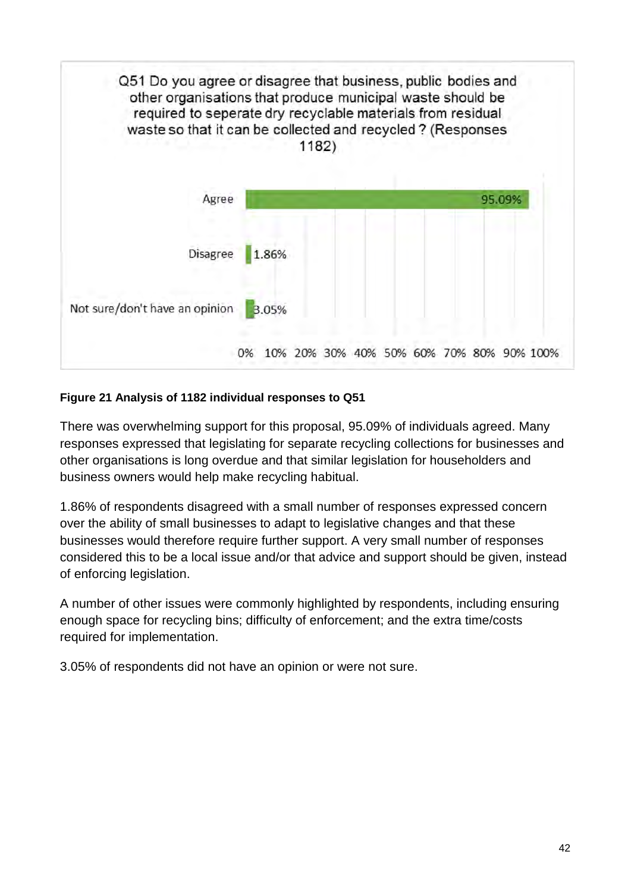Q51 Do you agree or disagree that business, public bodies and other organisations that produce municipal waste should be required to seperate dry recyclable materials from residual waste so that it can be collected and recycled ? (Responses 1182)

| Response | Percentage |
| --- | --- |
| Agree | 95.09% |
| Disagree | 1.86% |
| Not sure/don't have an opinion | 3.05% |

**Figure 21 Analysis of 1182 individual responses to Q51**

There was overwhelming support for this proposal, 95.09% of individuals agreed. Many responses expressed that legislating for separate recycling collections for businesses and other organisations is long overdue and that similar legislation for householders and business owners would help make recycling habitual.

1.86% of respondents disagreed with a small number of responses expressed concern over the ability of small businesses to adapt to legislative changes and that these businesses would therefore require further support. A very small number of responses considered this to be a local issue and/or that advice and support should be given, instead of enforcing legislation.

A number of other issues were commonly highlighted by respondents, including ensuring enough space for recycling bins; difficulty of enforcement; and the extra time/costs required for implementation.

3.05% of respondents did not have an opinion or were not sure.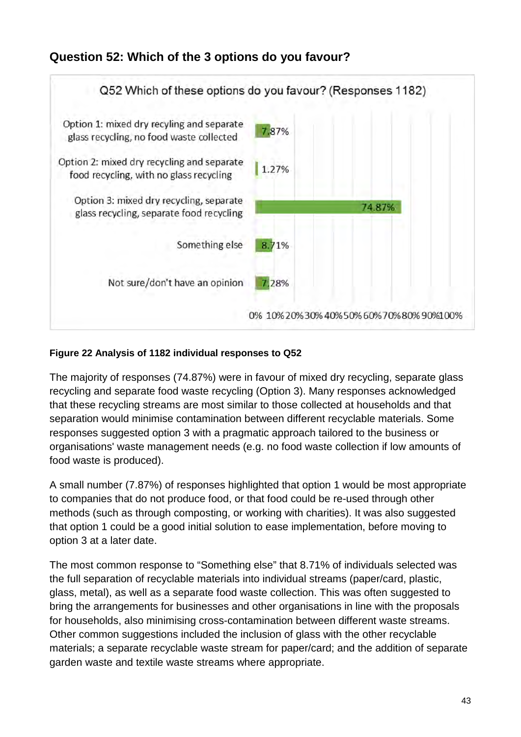### Question 52: Which of the 3 options do you favour?

| Q52 Which of these options do you favour? (Responses 1182) | |
|---|---|
| Option 1: mixed dry recyling and separate glass recycling, no food waste collected | 7.87% |
| Option 2: mixed dry recycling and separate food recycling, with no glass recycling | 1.27% |
| Option 3: mixed dry recycling, separate glass recycling, separate food recycling | 74.87% |
| Something else | 8.71% |
| Not sure/don't have an opinion | 7.28% |

**Figure 22 Analysis of 1182 individual responses to Q52**

The majority of responses (74.87%) were in favour of mixed dry recycling, separate glass recycling and separate food waste recycling (Option 3). Many responses acknowledged that these recycling streams are most similar to those collected at households and that separation would minimise contamination between different recyclable materials. Some responses suggested option 3 with a pragmatic approach tailored to the business or organisations' waste management needs (e.g. no food waste collection if low amounts of food waste is produced).

A small number (7.87%) of responses highlighted that option 1 would be most appropriate to companies that do not produce food, or that food could be re-used through other methods (such as through composting, or working with charities). It was also suggested that option 1 could be a good initial solution to ease implementation, before moving to option 3 at a later date.

The most common response to "Something else" that 8.71% of individuals selected was the full separation of recyclable materials into individual streams (paper/card, plastic, glass, metal), as well as a separate food waste collection. This was often suggested to bring the arrangements for businesses and other organisations in line with the proposals for households, also minimising cross-contamination between different waste streams. Other common suggestions included the inclusion of glass with the other recyclable materials; a separate recyclable waste stream for paper/card; and the addition of separate garden waste and textile waste streams where appropriate.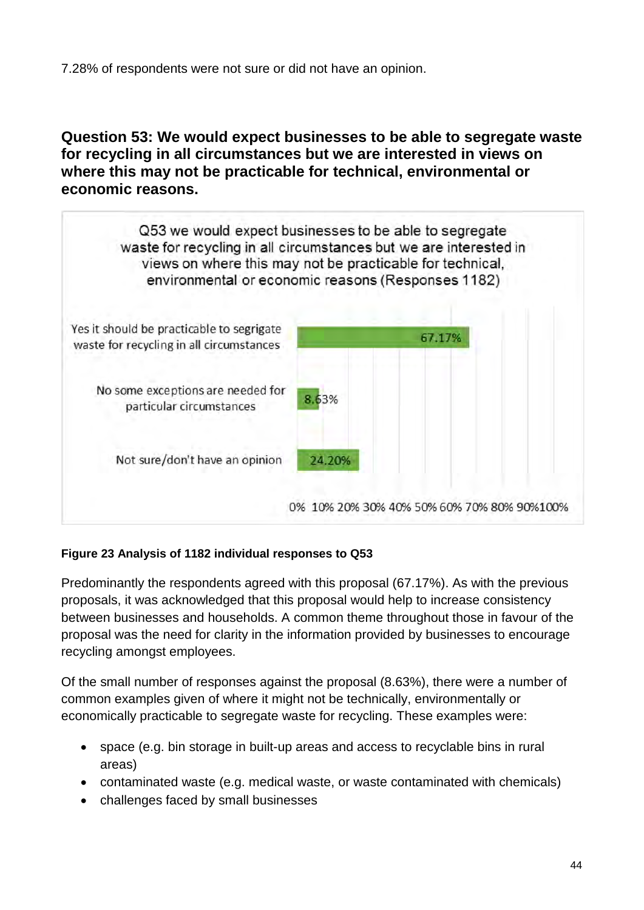7.28% of respondents were not sure or did not have an opinion.

### Question 53: We would expect businesses to be able to segregate waste for recycling in all circumstances but we are interested in views on where this may not be practicable for technical, environmental or economic reasons.

Q53 we would expect businesses to be able to segregate waste for recycling in all circumstances but we are interested in views on where this may not be practicable for technical, environmental or economic reasons (Responses 1182)

| Response | Percentage |
| --- | --- |
| Yes it should be practicable to segrigate waste for recycling in all circumstances | 67.17% |
| No some exceptions are needed for particular circumstances | 8.63% |
| Not sure/don't have an opinion | 24.20% |

**Figure 23 Analysis of 1182 individual responses to Q53**

Predominantly the respondents agreed with this proposal (67.17%). As with the previous proposals, it was acknowledged that this proposal would help to increase consistency between businesses and households. A common theme throughout those in favour of the proposal was the need for clarity in the information provided by businesses to encourage recycling amongst employees.

Of the small number of responses against the proposal (8.63%), there were a number of common examples given of where it might not be technically, environmentally or economically practicable to segregate waste for recycling. These examples were:

- space (e.g. bin storage in built-up areas and access to recyclable bins in rural areas)
- contaminated waste (e.g. medical waste, or waste contaminated with chemicals)
- challenges faced by small businesses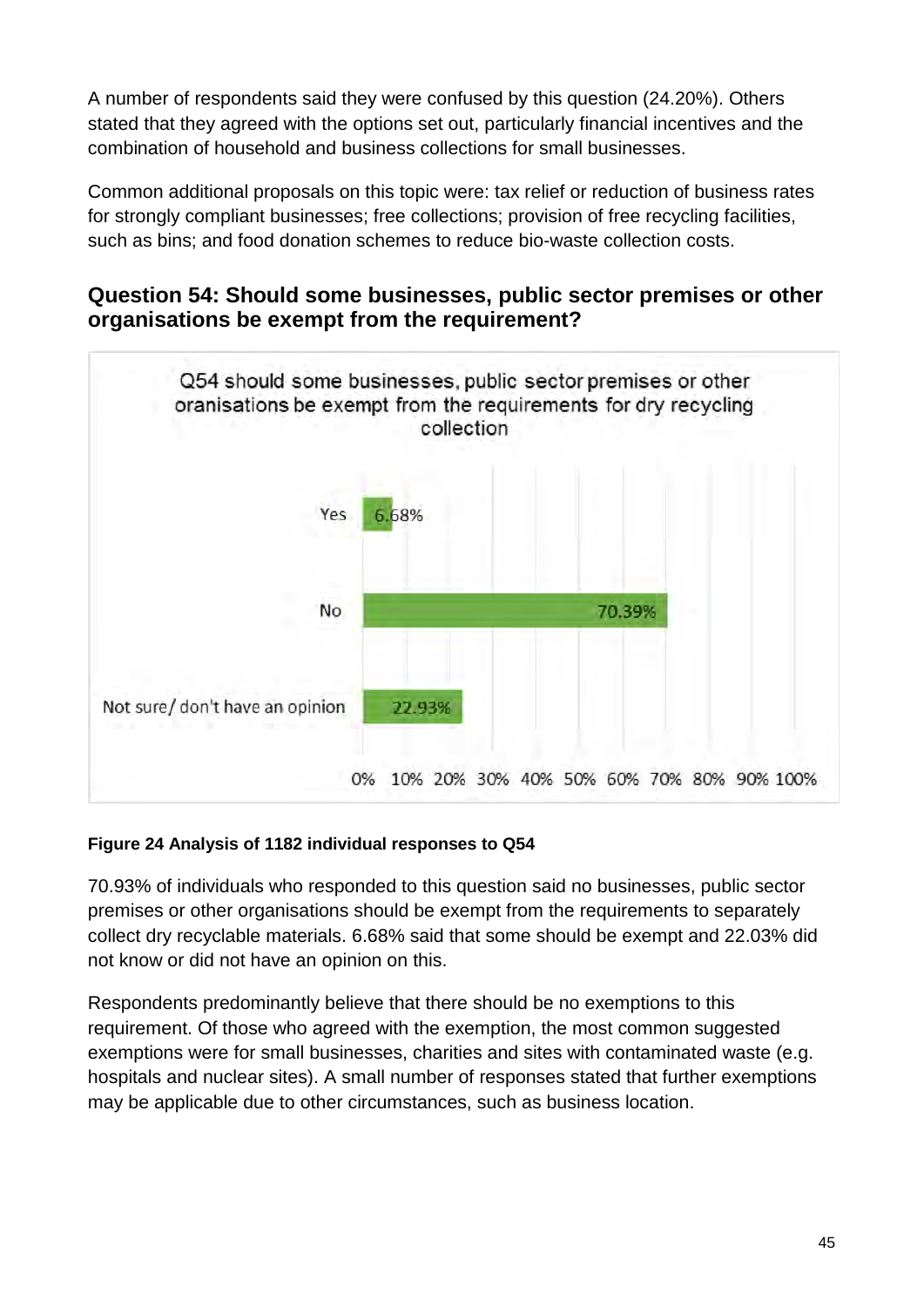A number of respondents said they were confused by this question (24.20%). Others stated that they agreed with the options set out, particularly financial incentives and the combination of household and business collections for small businesses.

Common additional proposals on this topic were: tax relief or reduction of business rates for strongly compliant businesses; free collections; provision of free recycling facilities, such as bins; and food donation schemes to reduce bio-waste collection costs.

## Question 54: Should some businesses, public sector premises or other organisations be exempt from the requirement?

Q54 should some businesses, public sector premises or other oranisations be exempt from the requirements for dry recycling collection

| Response | Percentage |
| --- | --- |
| Yes | 6.68% |
| No | 70.39% |
| Not sure/ don't have an opinion | 22.93% |

**Figure 24 Analysis of 1182 individual responses to Q54**

70.93% of individuals who responded to this question said no businesses, public sector premises or other organisations should be exempt from the requirements to separately collect dry recyclable materials. 6.68% said that some should be exempt and 22.03% did not know or did not have an opinion on this.

Respondents predominantly believe that there should be no exemptions to this requirement. Of those who agreed with the exemption, the most common suggested exemptions were for small businesses, charities and sites with contaminated waste (e.g. hospitals and nuclear sites). A small number of responses stated that further exemptions may be applicable due to other circumstances, such as business location.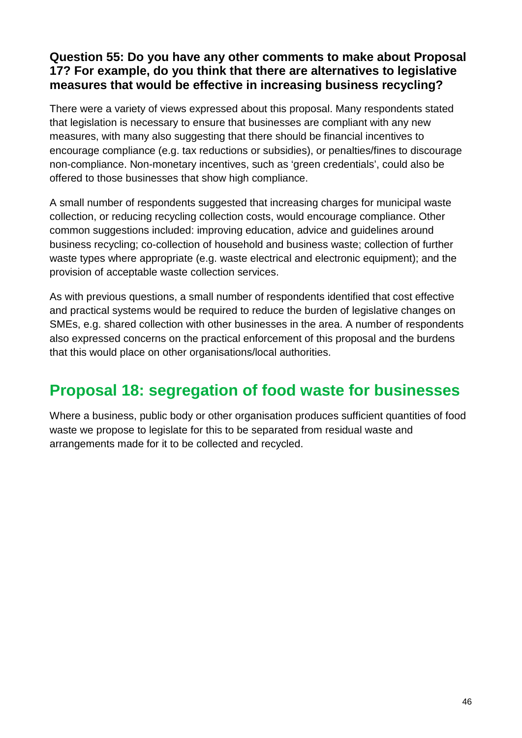**Question 55: Do you have any other comments to make about Proposal 17? For example, do you think that there are alternatives to legislative measures that would be effective in increasing business recycling?**

There were a variety of views expressed about this proposal. Many respondents stated that legislation is necessary to ensure that businesses are compliant with any new measures, with many also suggesting that there should be financial incentives to encourage compliance (e.g. tax reductions or subsidies), or penalties/fines to discourage non-compliance. Non-monetary incentives, such as 'green credentials', could also be offered to those businesses that show high compliance.

A small number of respondents suggested that increasing charges for municipal waste collection, or reducing recycling collection costs, would encourage compliance. Other common suggestions included: improving education, advice and guidelines around business recycling; co-collection of household and business waste; collection of further waste types where appropriate (e.g. waste electrical and electronic equipment); and the provision of acceptable waste collection services.

As with previous questions, a small number of respondents identified that cost effective and practical systems would be required to reduce the burden of legislative changes on SMEs, e.g. shared collection with other businesses in the area. A number of respondents also expressed concerns on the practical enforcement of this proposal and the burdens that this would place on other organisations/local authorities.

## Proposal 18: segregation of food waste for businesses

Where a business, public body or other organisation produces sufficient quantities of food waste we propose to legislate for this to be separated from residual waste and arrangements made for it to be collected and recycled.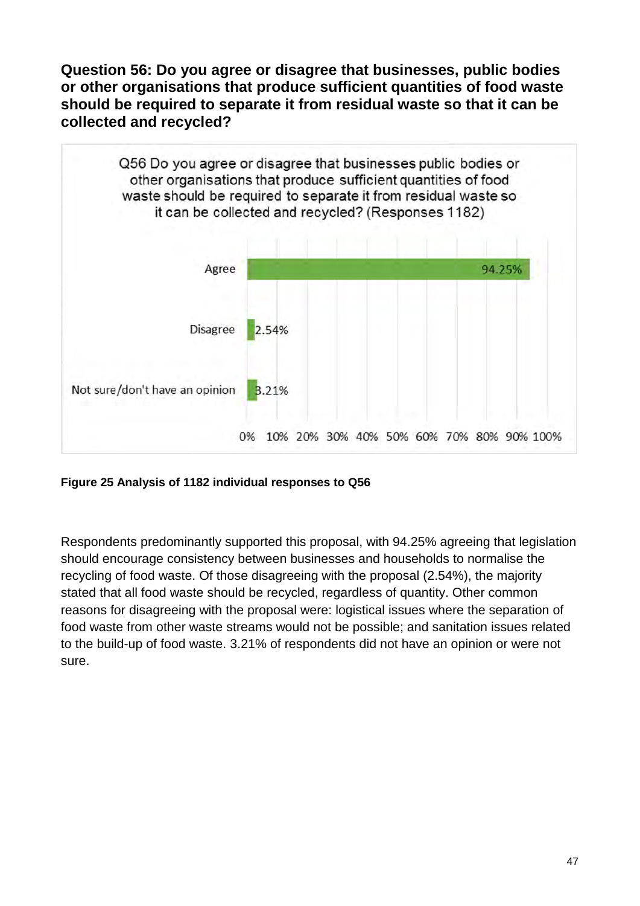**Question 56: Do you agree or disagree that businesses, public bodies or other organisations that produce sufficient quantities of food waste should be required to separate it from residual waste so that it can be collected and recycled?**

Q56 Do you agree or disagree that businesses public bodies or other organisations that produce sufficient quantities of food waste should be required to separate it from residual waste so it can be collected and recycled? (Responses 1182)

| Response | Percentage |
| --- | --- |
| Agree | 94.25% |
| Disagree | 2.54% |
| Not sure/don't have an opinion | 3.21% |

**Figure 25 Analysis of 1182 individual responses to Q56**

Respondents predominantly supported this proposal, with 94.25% agreeing that legislation should encourage consistency between businesses and households to normalise the recycling of food waste. Of those disagreeing with the proposal (2.54%), the majority stated that all food waste should be recycled, regardless of quantity. Other common reasons for disagreeing with the proposal were: logistical issues where the separation of food waste from other waste streams would not be possible; and sanitation issues related to the build-up of food waste. 3.21% of respondents did not have an opinion or were not sure.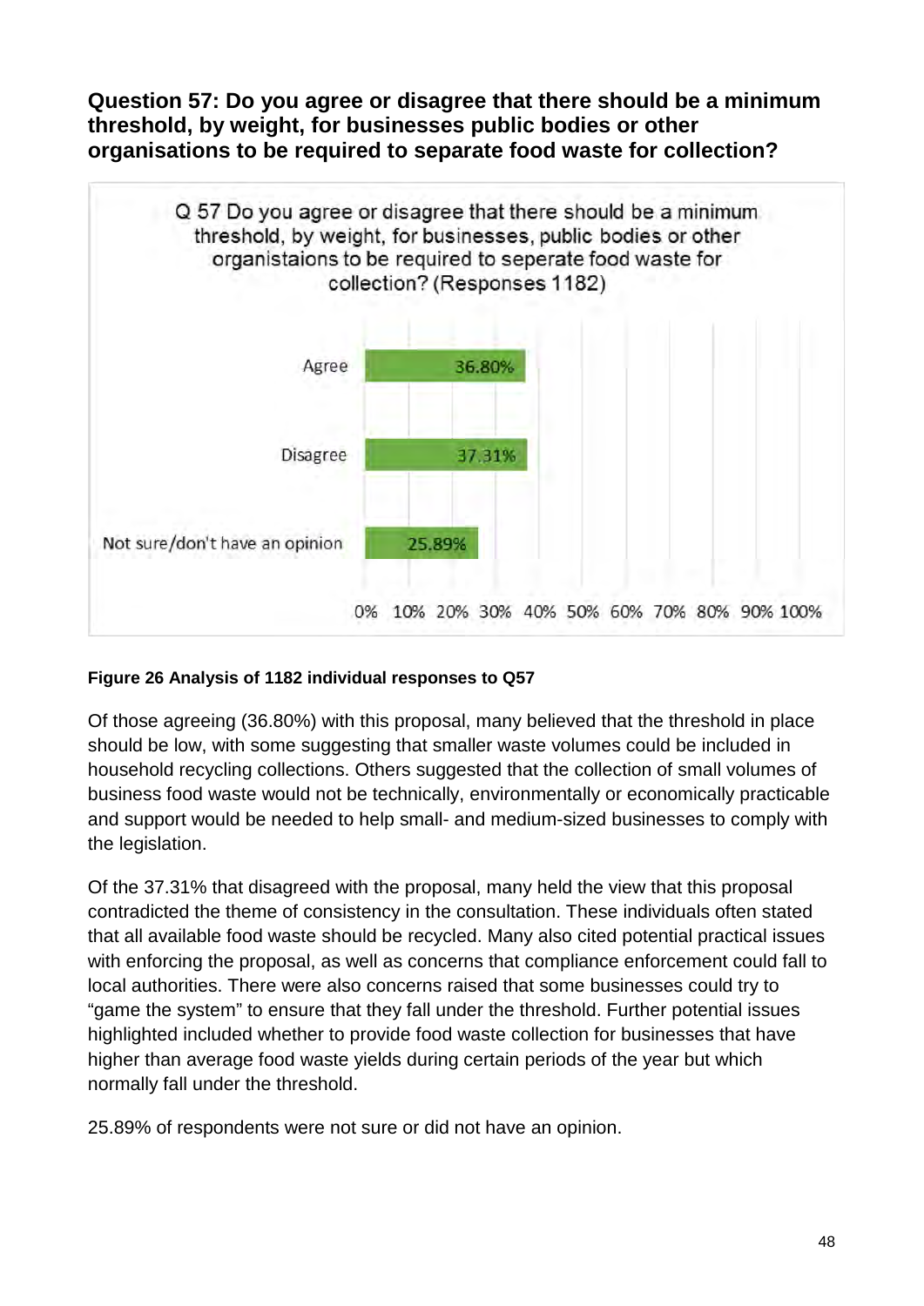**Question 57: Do you agree or disagree that there should be a minimum threshold, by weight, for businesses public bodies or other organisations to be required to separate food waste for collection?**

Q 57 Do you agree or disagree that there should be a minimum threshold, by weight, for businesses, public bodies or other organistaions to be required to seperate food waste for collection? (Responses 1182)

| Response | Percentage |
| --- | --- |
| Agree | 36.80% |
| Disagree | 37.31% |
| Not sure/don't have an opinion | 25.89% |

**Figure 26 Analysis of 1182 individual responses to Q57**

Of those agreeing (36.80%) with this proposal, many believed that the threshold in place should be low, with some suggesting that smaller waste volumes could be included in household recycling collections. Others suggested that the collection of small volumes of business food waste would not be technically, environmentally or economically practicable and support would be needed to help small- and medium-sized businesses to comply with the legislation.

Of the 37.31% that disagreed with the proposal, many held the view that this proposal contradicted the theme of consistency in the consultation. These individuals often stated that all available food waste should be recycled. Many also cited potential practical issues with enforcing the proposal, as well as concerns that compliance enforcement could fall to local authorities. There were also concerns raised that some businesses could try to "game the system" to ensure that they fall under the threshold. Further potential issues highlighted included whether to provide food waste collection for businesses that have higher than average food waste yields during certain periods of the year but which normally fall under the threshold.

25.89% of respondents were not sure or did not have an opinion.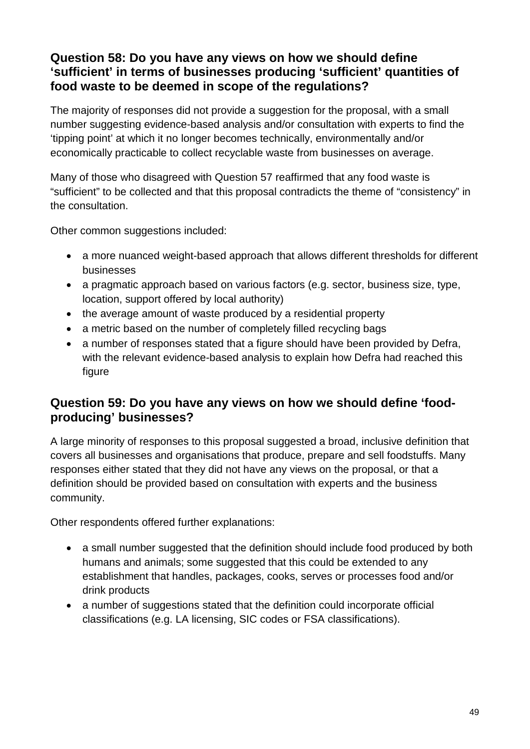### Question 58: Do you have any views on how we should define ‘sufficient’ in terms of businesses producing ‘sufficient’ quantities of food waste to be deemed in scope of the regulations?

The majority of responses did not provide a suggestion for the proposal, with a small number suggesting evidence-based analysis and/or consultation with experts to find the ‘tipping point’ at which it no longer becomes technically, environmentally and/or economically practicable to collect recyclable waste from businesses on average.

Many of those who disagreed with Question 57 reaffirmed that any food waste is “sufficient” to be collected and that this proposal contradicts the theme of “consistency” in the consultation.

Other common suggestions included:

- a more nuanced weight-based approach that allows different thresholds for different businesses
- a pragmatic approach based on various factors (e.g. sector, business size, type, location, support offered by local authority)
- the average amount of waste produced by a residential property
- a metric based on the number of completely filled recycling bags
- a number of responses stated that a figure should have been provided by Defra, with the relevant evidence-based analysis to explain how Defra had reached this figure

### Question 59: Do you have any views on how we should define ‘food-producing’ businesses?

A large minority of responses to this proposal suggested a broad, inclusive definition that covers all businesses and organisations that produce, prepare and sell foodstuffs. Many responses either stated that they did not have any views on the proposal, or that a definition should be provided based on consultation with experts and the business community.

Other respondents offered further explanations:

- a small number suggested that the definition should include food produced by both humans and animals; some suggested that this could be extended to any establishment that handles, packages, cooks, serves or processes food and/or drink products
- a number of suggestions stated that the definition could incorporate official classifications (e.g. LA licensing, SIC codes or FSA classifications).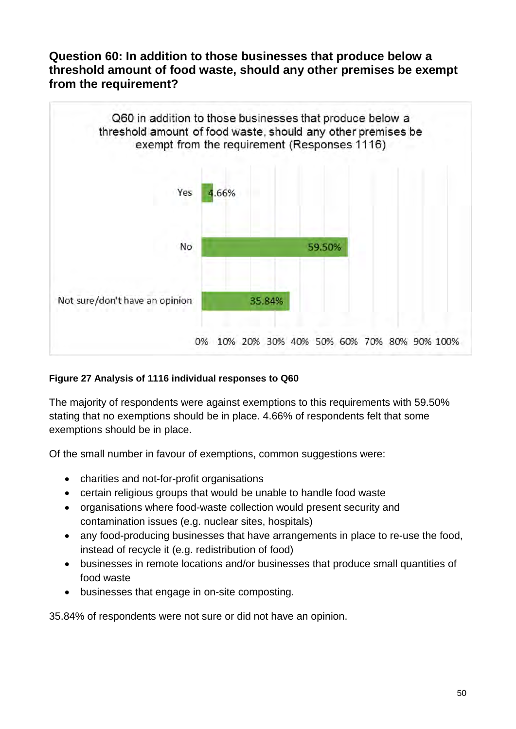### Question 60: In addition to those businesses that produce below a threshold amount of food waste, should any other premises be exempt from the requirement?

Q60 in addition to those businesses that produce below a threshold amount of food waste, should any other premises be exempt from the requirement (Responses 1116)

| Response | Percentage |
| --- | --- |
| Yes | 4.66% |
| No | 59.50% |
| Not sure/don't have an opinion | 35.84% |

**Figure 27 Analysis of 1116 individual responses to Q60**

The majority of respondents were against exemptions to this requirements with 59.50% stating that no exemptions should be in place. 4.66% of respondents felt that some exemptions should be in place.

Of the small number in favour of exemptions, common suggestions were:

- charities and not-for-profit organisations
- certain religious groups that would be unable to handle food waste
- organisations where food-waste collection would present security and contamination issues (e.g. nuclear sites, hospitals)
- any food-producing businesses that have arrangements in place to re-use the food, instead of recycle it (e.g. redistribution of food)
- businesses in remote locations and/or businesses that produce small quantities of food waste
- businesses that engage in on-site composting.

35.84% of respondents were not sure or did not have an opinion.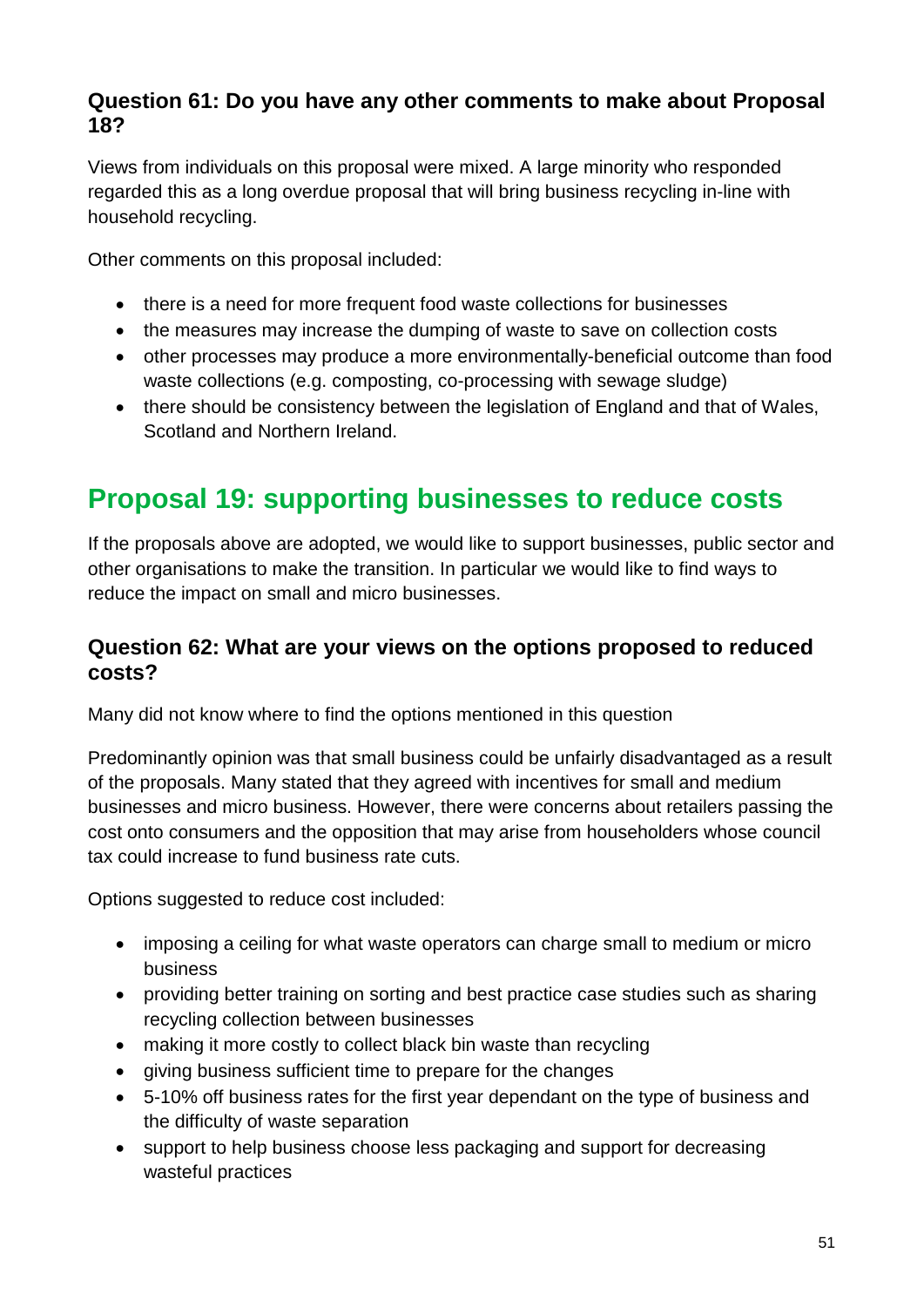### Question 61: Do you have any other comments to make about Proposal 18?

Views from individuals on this proposal were mixed. A large minority who responded regarded this as a long overdue proposal that will bring business recycling in-line with household recycling.

Other comments on this proposal included:

- there is a need for more frequent food waste collections for businesses
- the measures may increase the dumping of waste to save on collection costs
- other processes may produce a more environmentally-beneficial outcome than food waste collections (e.g. composting, co-processing with sewage sludge)
- there should be consistency between the legislation of England and that of Wales, Scotland and Northern Ireland.

## Proposal 19: supporting businesses to reduce costs

If the proposals above are adopted, we would like to support businesses, public sector and other organisations to make the transition. In particular we would like to find ways to reduce the impact on small and micro businesses.

### Question 62: What are your views on the options proposed to reduced costs?

Many did not know where to find the options mentioned in this question

Predominantly opinion was that small business could be unfairly disadvantaged as a result of the proposals. Many stated that they agreed with incentives for small and medium businesses and micro business. However, there were concerns about retailers passing the cost onto consumers and the opposition that may arise from householders whose council tax could increase to fund business rate cuts.

Options suggested to reduce cost included:

- imposing a ceiling for what waste operators can charge small to medium or micro business
- providing better training on sorting and best practice case studies such as sharing recycling collection between businesses
- making it more costly to collect black bin waste than recycling
- giving business sufficient time to prepare for the changes
- 5-10% off business rates for the first year dependant on the type of business and the difficulty of waste separation
- support to help business choose less packaging and support for decreasing wasteful practices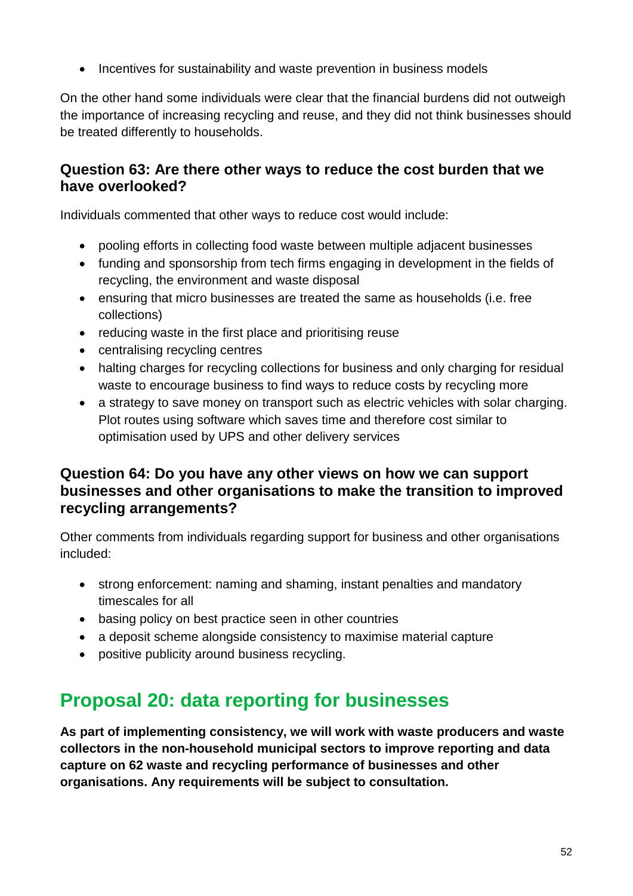- Incentives for sustainability and waste prevention in business models

On the other hand some individuals were clear that the financial burdens did not outweigh the importance of increasing recycling and reuse, and they did not think businesses should be treated differently to households.

### Question 63: Are there other ways to reduce the cost burden that we have overlooked?

Individuals commented that other ways to reduce cost would include:

- pooling efforts in collecting food waste between multiple adjacent businesses
- funding and sponsorship from tech firms engaging in development in the fields of recycling, the environment and waste disposal
- ensuring that micro businesses are treated the same as households (i.e. free collections)
- reducing waste in the first place and prioritising reuse
- centralising recycling centres
- halting charges for recycling collections for business and only charging for residual waste to encourage business to find ways to reduce costs by recycling more
- a strategy to save money on transport such as electric vehicles with solar charging. Plot routes using software which saves time and therefore cost similar to optimisation used by UPS and other delivery services

### Question 64: Do you have any other views on how we can support businesses and other organisations to make the transition to improved recycling arrangements?

Other comments from individuals regarding support for business and other organisations included:

- strong enforcement: naming and shaming, instant penalties and mandatory timescales for all
- basing policy on best practice seen in other countries
- a deposit scheme alongside consistency to maximise material capture
- positive publicity around business recycling.

## Proposal 20: data reporting for businesses

**As part of implementing consistency, we will work with waste producers and waste collectors in the non-household municipal sectors to improve reporting and data capture on 62 waste and recycling performance of businesses and other organisations. Any requirements will be subject to consultation.**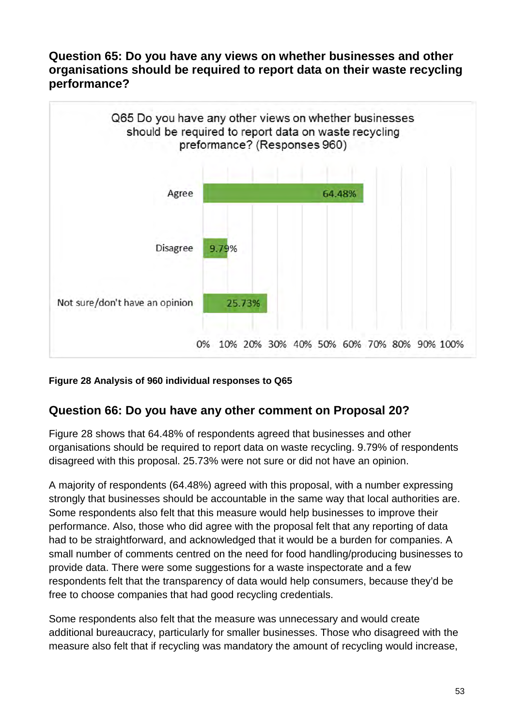### Question 65: Do you have any views on whether businesses and other organisations should be required to report data on their waste recycling performance?

| Q65 Do you have any other views on whether businesses should be required to report data on waste recycling preformance? (Responses 960) | |
|---|---|
| Agree | 64.48% |
| Disagree | 9.79% |
| Not sure/don't have an opinion | 25.73% |

**Figure 28 Analysis of 960 individual responses to Q65**

## Question 66: Do you have any other comment on Proposal 20?

Figure 28 shows that 64.48% of respondents agreed that businesses and other organisations should be required to report data on waste recycling. 9.79% of respondents disagreed with this proposal. 25.73% were not sure or did not have an opinion.

A majority of respondents (64.48%) agreed with this proposal, with a number expressing strongly that businesses should be accountable in the same way that local authorities are. Some respondents also felt that this measure would help businesses to improve their performance. Also, those who did agree with the proposal felt that any reporting of data had to be straightforward, and acknowledged that it would be a burden for companies. A small number of comments centred on the need for food handling/producing businesses to provide data. There were some suggestions for a waste inspectorate and a few respondents felt that the transparency of data would help consumers, because they'd be free to choose companies that had good recycling credentials.

Some respondents also felt that the measure was unnecessary and would create additional bureaucracy, particularly for smaller businesses. Those who disagreed with the measure also felt that if recycling was mandatory the amount of recycling would increase,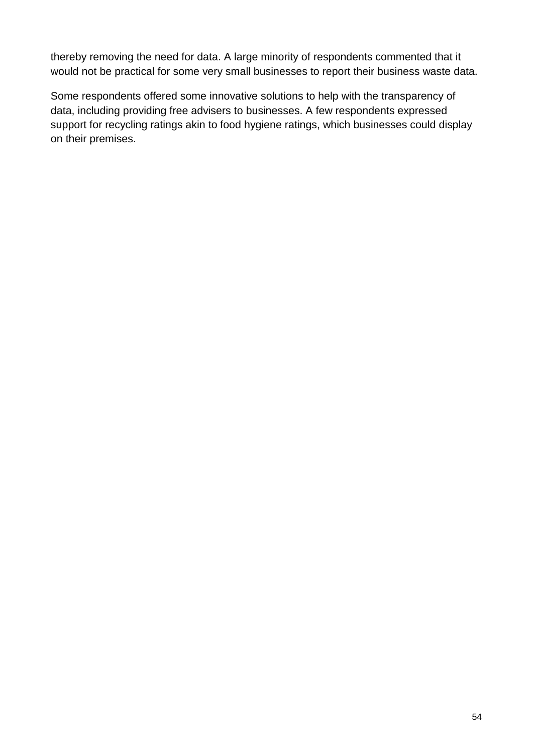thereby removing the need for data. A large minority of respondents commented that it would not be practical for some very small businesses to report their business waste data.

Some respondents offered some innovative solutions to help with the transparency of data, including providing free advisers to businesses. A few respondents expressed support for recycling ratings akin to food hygiene ratings, which businesses could display on their premises.